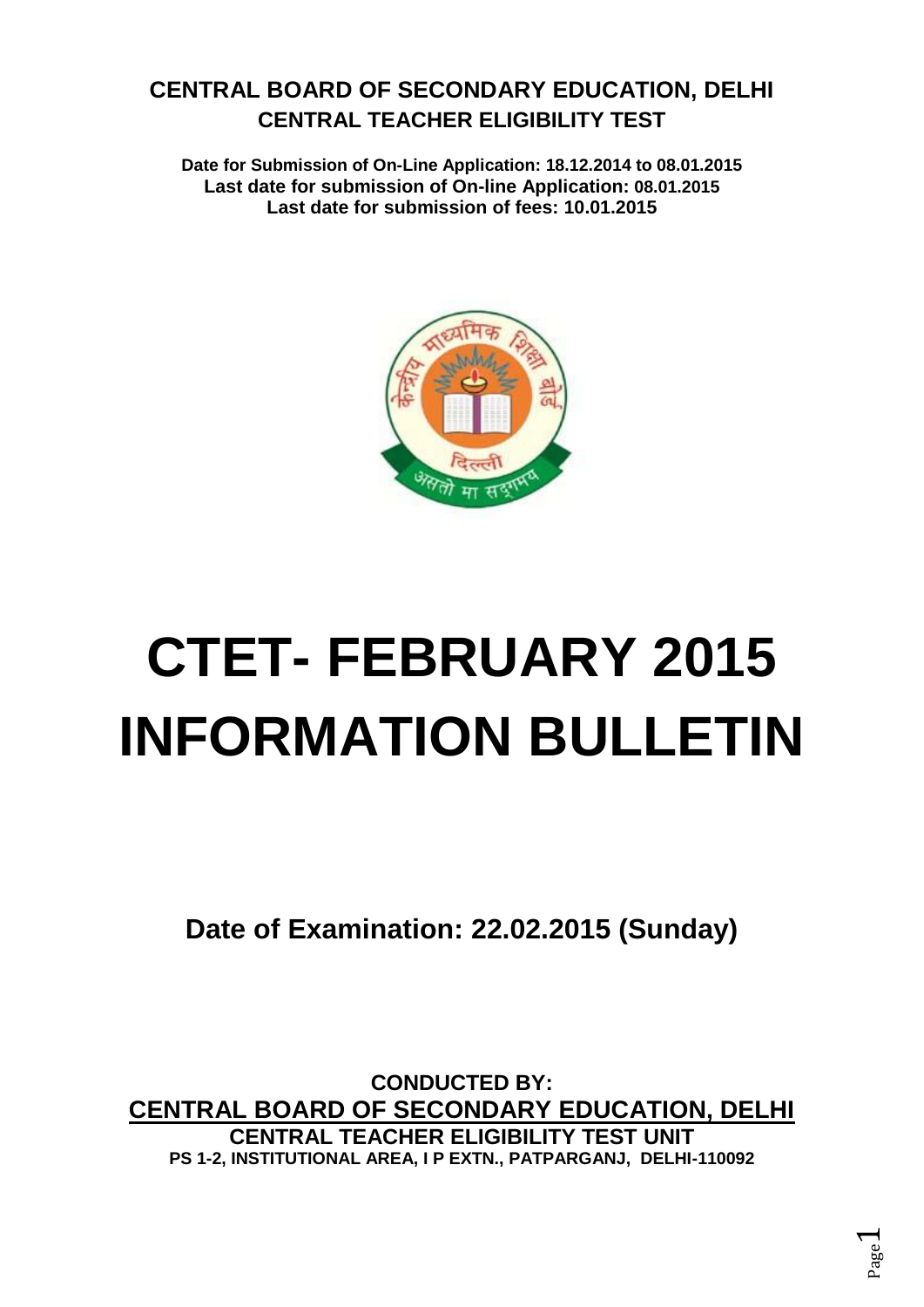## CENTRAL BOARD OF SECONDARY EDUCATION, DELHI
## CENTRAL TEACHER ELIGIBILITY TEST

**Date for Submission of On-Line Application: 18.12.2014 to 08.01.2015**
**Last date for submission of On-line Application: 08.01.2015**
**Last date for submission of fees: 10.01.2015**

# CTET- FEBRUARY 2015 INFORMATION BULLETIN

## Date of Examination: 22.02.2015 (Sunday)

**CONDUCTED BY:**
**CENTRAL BOARD OF SECONDARY EDUCATION, DELHI**
**CENTRAL TEACHER ELIGIBILITY TEST UNIT**
**PS 1-2, INSTITUTIONAL AREA, I P EXTN., PATPARGANJ, DELHI-110092**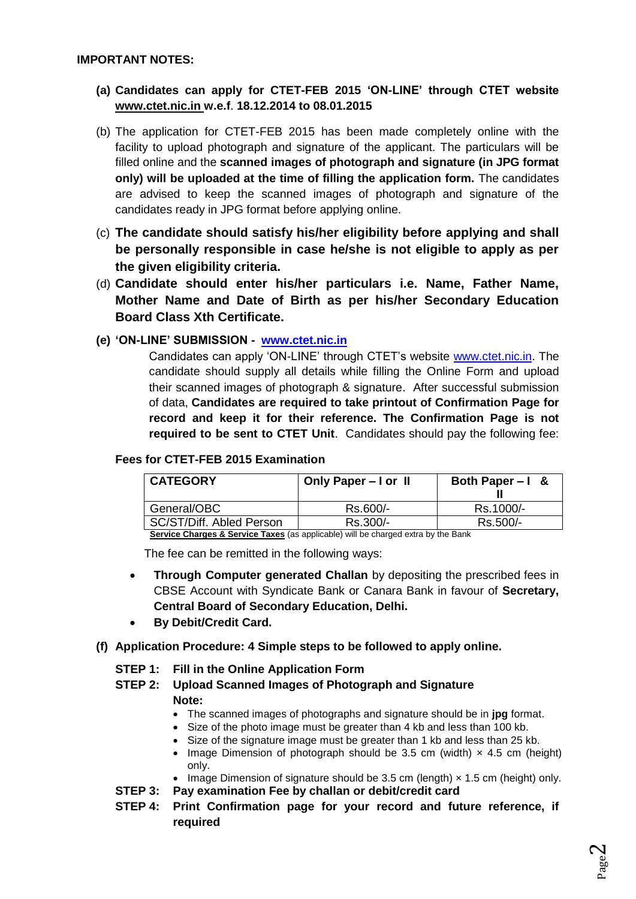**IMPORTANT NOTES:**

- **(a) Candidates can apply for CTET-FEB 2015 'ON-LINE' through CTET website www.ctet.nic.in w.e.f. 18.12.2014 to 08.01.2015**

- (b) The application for CTET-FEB 2015 has been made completely online with the facility to upload photograph and signature of the applicant. The particulars will be filled online and the **scanned images of photograph and signature (in JPG format only) will be uploaded at the time of filling the application form.** The candidates are advised to keep the scanned images of photograph and signature of the candidates ready in JPG format before applying online.

- (c) **The candidate should satisfy his/her eligibility before applying and shall be personally responsible in case he/she is not eligible to apply as per the given eligibility criteria.**

- (d) **Candidate should enter his/her particulars i.e. Name, Father Name, Mother Name and Date of Birth as per his/her Secondary Education Board Class Xth Certificate.**

- **(e) 'ON-LINE' SUBMISSION - www.ctet.nic.in**

  Candidates can apply 'ON-LINE' through CTET's website www.ctet.nic.in. The candidate should supply all details while filling the Online Form and upload their scanned images of photograph & signature. After successful submission of data, **Candidates are required to take printout of Confirmation Page for record and keep it for their reference. The Confirmation Page is not required to be sent to CTET Unit**. Candidates should pay the following fee:

  **Fees for CTET-FEB 2015 Examination**

  | CATEGORY | Only Paper – I or II | Both Paper – I & II |
  |---|---|---|
  | General/OBC | Rs.600/- | Rs.1000/- |
  | SC/ST/Diff. Abled Person | Rs.300/- | Rs.500/- |

  **Service Charges & Service Taxes** (as applicable) will be charged extra by the Bank

  The fee can be remitted in the following ways:

  - **Through Computer generated Challan** by depositing the prescribed fees in CBSE Account with Syndicate Bank or Canara Bank in favour of **Secretary, Central Board of Secondary Education, Delhi.**
  - **By Debit/Credit Card.**

- **(f) Application Procedure: 4 Simple steps to be followed to apply online.**

  **STEP 1: Fill in the Online Application Form**

  **STEP 2: Upload Scanned Images of Photograph and Signature**

  **Note:**

  - The scanned images of photographs and signature should be in **jpg** format.
  - Size of the photo image must be greater than 4 kb and less than 100 kb.
  - Size of the signature image must be greater than 1 kb and less than 25 kb.
  - Image Dimension of photograph should be 3.5 cm (width) × 4.5 cm (height) only.
  - Image Dimension of signature should be 3.5 cm (length) × 1.5 cm (height) only.

  **STEP 3: Pay examination Fee by challan or debit/credit card**

  **STEP 4: Print Confirmation page for your record and future reference, if required**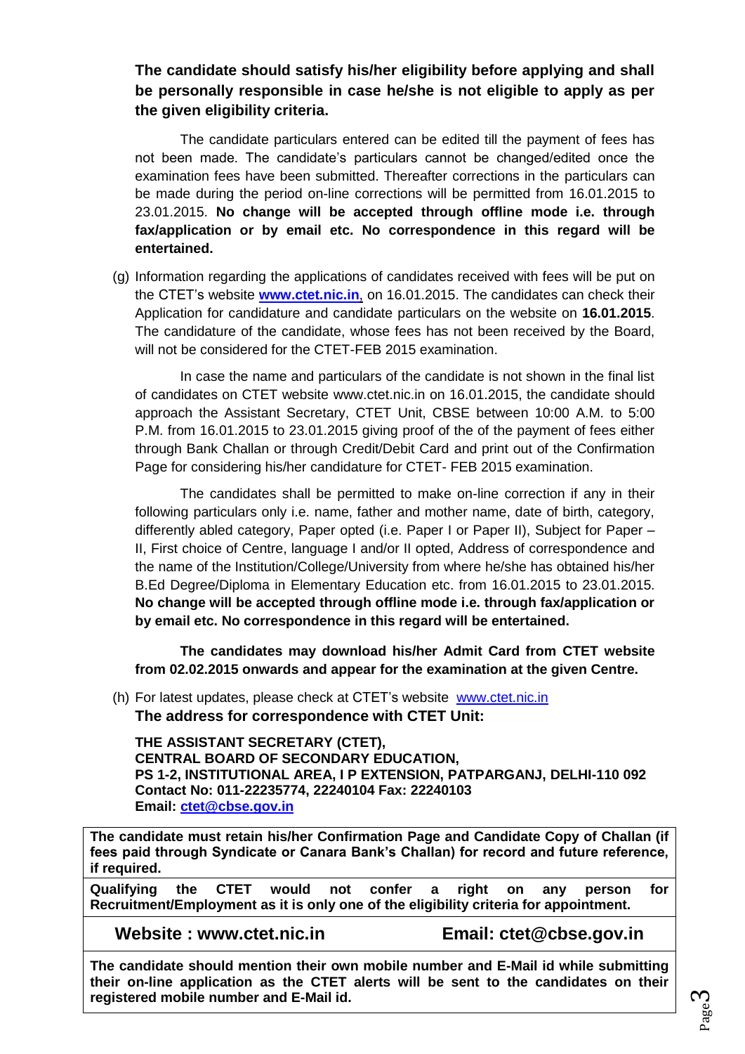**The candidate should satisfy his/her eligibility before applying and shall be personally responsible in case he/she is not eligible to apply as per the given eligibility criteria.**

The candidate particulars entered can be edited till the payment of fees has not been made. The candidate's particulars cannot be changed/edited once the examination fees have been submitted. Thereafter corrections in the particulars can be made during the period on-line corrections will be permitted from 16.01.2015 to 23.01.2015. **No change will be accepted through offline mode i.e. through fax/application or by email etc. No correspondence in this regard will be entertained.**

(g) Information regarding the applications of candidates received with fees will be put on the CTET's website **www.ctet.nic.in**, on 16.01.2015. The candidates can check their Application for candidature and candidate particulars on the website on **16.01.2015**. The candidature of the candidate, whose fees has not been received by the Board, will not be considered for the CTET-FEB 2015 examination.

In case the name and particulars of the candidate is not shown in the final list of candidates on CTET website www.ctet.nic.in on 16.01.2015, the candidate should approach the Assistant Secretary, CTET Unit, CBSE between 10:00 A.M. to 5:00 P.M. from 16.01.2015 to 23.01.2015 giving proof of the of the payment of fees either through Bank Challan or through Credit/Debit Card and print out of the Confirmation Page for considering his/her candidature for CTET- FEB 2015 examination.

The candidates shall be permitted to make on-line correction if any in their following particulars only i.e. name, father and mother name, date of birth, category, differently abled category, Paper opted (i.e. Paper I or Paper II), Subject for Paper – II, First choice of Centre, language I and/or II opted, Address of correspondence and the name of the Institution/College/University from where he/she has obtained his/her B.Ed Degree/Diploma in Elementary Education etc. from 16.01.2015 to 23.01.2015. **No change will be accepted through offline mode i.e. through fax/application or by email etc. No correspondence in this regard will be entertained.**

**The candidates may download his/her Admit Card from CTET website from 02.02.2015 onwards and appear for the examination at the given Centre.**

(h) For latest updates, please check at CTET's website www.ctet.nic.in
**The address for correspondence with CTET Unit:**

**THE ASSISTANT SECRETARY (CTET),**
**CENTRAL BOARD OF SECONDARY EDUCATION,**
**PS 1-2, INSTITUTIONAL AREA, I P EXTENSION, PATPARGANJ, DELHI-110 092**
**Contact No: 011-22235774, 22240104 Fax: 22240103**
**Email: ctet@cbse.gov.in**

**The candidate must retain his/her Confirmation Page and Candidate Copy of Challan (if fees paid through Syndicate or Canara Bank's Challan) for record and future reference, if required.**

**Qualifying the CTET would not confer a right on any person for Recruitment/Employment as it is only one of the eligibility criteria for appointment.**

**Website : www.ctet.nic.in** **Email: ctet@cbse.gov.in**

**The candidate should mention their own mobile number and E-Mail id while submitting their on-line application as the CTET alerts will be sent to the candidates on their registered mobile number and E-Mail id.**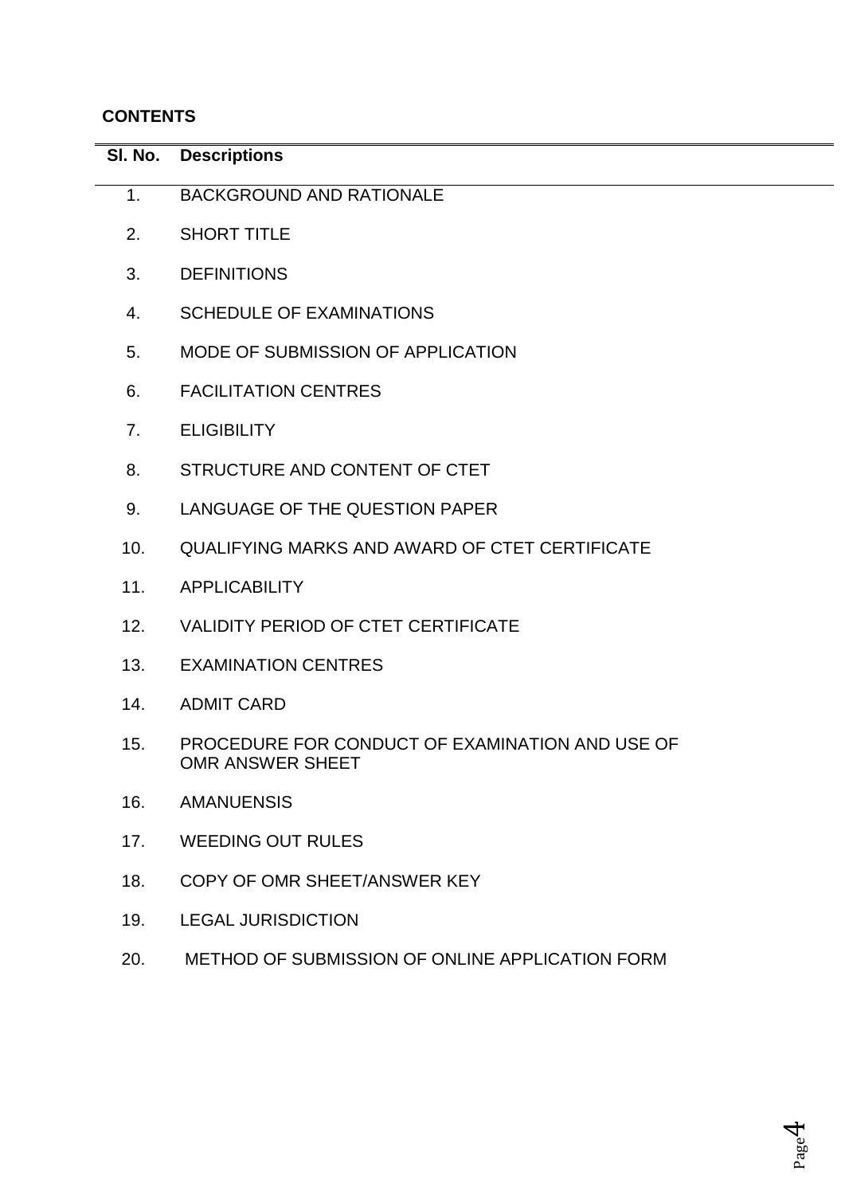**CONTENTS**

| Sl. No. | Descriptions |
|---|---|
| 1. | BACKGROUND AND RATIONALE |
| 2. | SHORT TITLE |
| 3. | DEFINITIONS |
| 4. | SCHEDULE OF EXAMINATIONS |
| 5. | MODE OF SUBMISSION OF APPLICATION |
| 6. | FACILITATION CENTRES |
| 7. | ELIGIBILITY |
| 8. | STRUCTURE AND CONTENT OF CTET |
| 9. | LANGUAGE OF THE QUESTION PAPER |
| 10. | QUALIFYING MARKS AND AWARD OF CTET CERTIFICATE |
| 11. | APPLICABILITY |
| 12. | VALIDITY PERIOD OF CTET CERTIFICATE |
| 13. | EXAMINATION CENTRES |
| 14. | ADMIT CARD |
| 15. | PROCEDURE FOR CONDUCT OF EXAMINATION AND USE OF OMR ANSWER SHEET |
| 16. | AMANUENSIS |
| 17. | WEEDING OUT RULES |
| 18. | COPY OF OMR SHEET/ANSWER KEY |
| 19. | LEGAL JURISDICTION |
| 20. | METHOD OF SUBMISSION OF ONLINE APPLICATION FORM |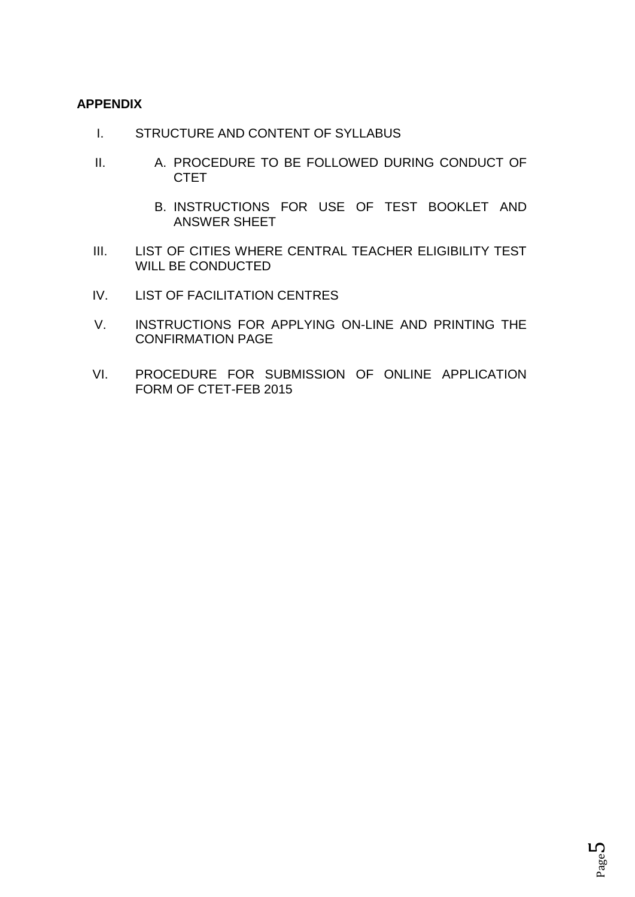**APPENDIX**

I. STRUCTURE AND CONTENT OF SYLLABUS

II. A. PROCEDURE TO BE FOLLOWED DURING CONDUCT OF CTET

  B. INSTRUCTIONS FOR USE OF TEST BOOKLET AND ANSWER SHEET

III. LIST OF CITIES WHERE CENTRAL TEACHER ELIGIBILITY TEST WILL BE CONDUCTED

IV. LIST OF FACILITATION CENTRES

V. INSTRUCTIONS FOR APPLYING ON-LINE AND PRINTING THE CONFIRMATION PAGE

VI. PROCEDURE FOR SUBMISSION OF ONLINE APPLICATION FORM OF CTET-FEB 2015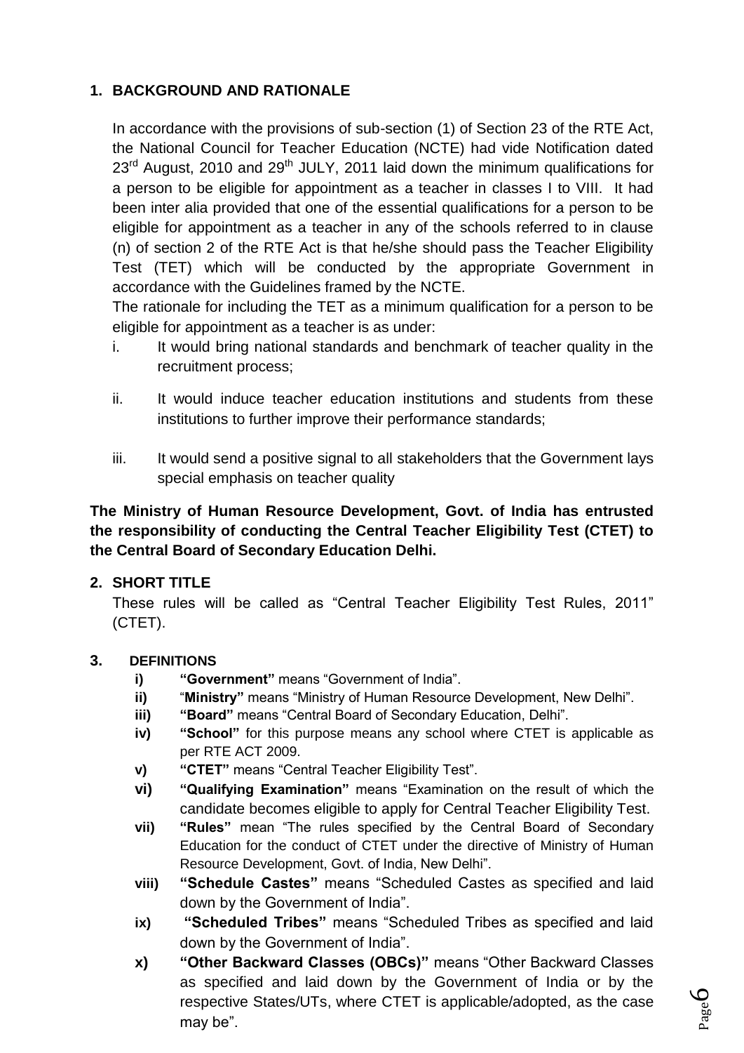## 1. BACKGROUND AND RATIONALE

In accordance with the provisions of sub-section (1) of Section 23 of the RTE Act, the National Council for Teacher Education (NCTE) had vide Notification dated 23rd August, 2010 and 29th JULY, 2011 laid down the minimum qualifications for a person to be eligible for appointment as a teacher in classes I to VIII. It had been inter alia provided that one of the essential qualifications for a person to be eligible for appointment as a teacher in any of the schools referred to in clause (n) of section 2 of the RTE Act is that he/she should pass the Teacher Eligibility Test (TET) which will be conducted by the appropriate Government in accordance with the Guidelines framed by the NCTE.

The rationale for including the TET as a minimum qualification for a person to be eligible for appointment as a teacher is as under:

i. It would bring national standards and benchmark of teacher quality in the recruitment process;

ii. It would induce teacher education institutions and students from these institutions to further improve their performance standards;

iii. It would send a positive signal to all stakeholders that the Government lays special emphasis on teacher quality

**The Ministry of Human Resource Development, Govt. of India has entrusted the responsibility of conducting the Central Teacher Eligibility Test (CTET) to the Central Board of Secondary Education Delhi.**

## 2. SHORT TITLE

These rules will be called as "Central Teacher Eligibility Test Rules, 2011" (CTET).

## 3. DEFINITIONS

- **i) "Government"** means "Government of India".
- **ii) "Ministry"** means "Ministry of Human Resource Development, New Delhi".
- **iii) "Board"** means "Central Board of Secondary Education, Delhi".
- **iv) "School"** for this purpose means any school where CTET is applicable as per RTE ACT 2009.
- **v) "CTET"** means "Central Teacher Eligibility Test".
- **vi) "Qualifying Examination"** means "Examination on the result of which the candidate becomes eligible to apply for Central Teacher Eligibility Test.
- **vii) "Rules"** mean "The rules specified by the Central Board of Secondary Education for the conduct of CTET under the directive of Ministry of Human Resource Development, Govt. of India, New Delhi".
- **viii) "Schedule Castes"** means "Scheduled Castes as specified and laid down by the Government of India".
- **ix) "Scheduled Tribes"** means "Scheduled Tribes as specified and laid down by the Government of India".
- **x) "Other Backward Classes (OBCs)"** means "Other Backward Classes as specified and laid down by the Government of India or by the respective States/UTs, where CTET is applicable/adopted, as the case may be".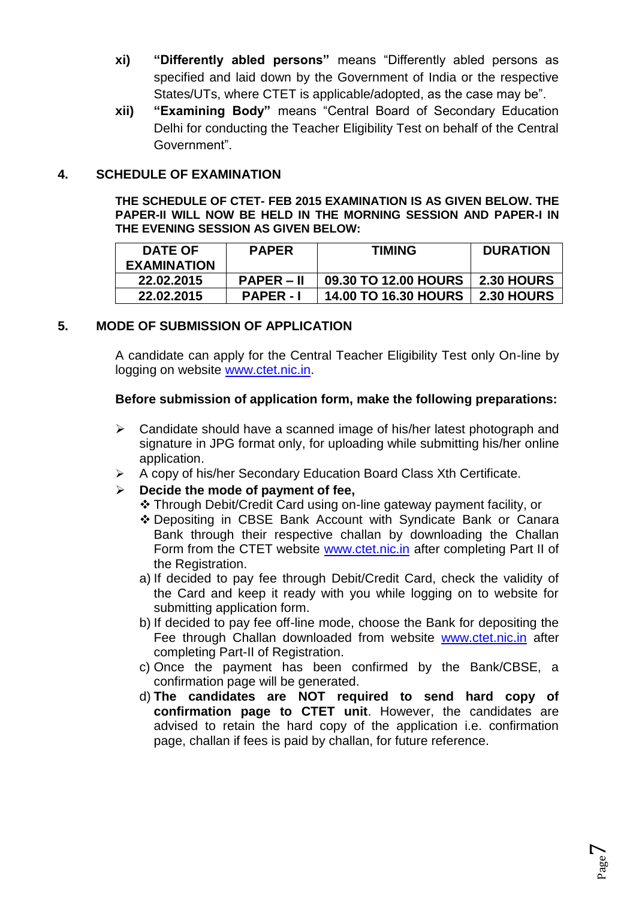xi) **"Differently abled persons"** means "Differently abled persons as specified and laid down by the Government of India or the respective States/UTs, where CTET is applicable/adopted, as the case may be".

xii) **"Examining Body"** means "Central Board of Secondary Education Delhi for conducting the Teacher Eligibility Test on behalf of the Central Government".

## 4. SCHEDULE OF EXAMINATION

**THE SCHEDULE OF CTET- FEB 2015 EXAMINATION IS AS GIVEN BELOW. THE PAPER-II WILL NOW BE HELD IN THE MORNING SESSION AND PAPER-I IN THE EVENING SESSION AS GIVEN BELOW:**

| DATE OF EXAMINATION | PAPER | TIMING | DURATION |
|---|---|---|---|
| 22.02.2015 | PAPER – II | 09.30 TO 12.00 HOURS | 2.30 HOURS |
| 22.02.2015 | PAPER - I | 14.00 TO 16.30 HOURS | 2.30 HOURS |

## 5. MODE OF SUBMISSION OF APPLICATION

A candidate can apply for the Central Teacher Eligibility Test only On-line by logging on website www.ctet.nic.in.

**Before submission of application form, make the following preparations:**

- Candidate should have a scanned image of his/her latest photograph and signature in JPG format only, for uploading while submitting his/her online application.
- A copy of his/her Secondary Education Board Class Xth Certificate.
- **Decide the mode of payment of fee,**
  - Through Debit/Credit Card using on-line gateway payment facility, or
  - Depositing in CBSE Bank Account with Syndicate Bank or Canara Bank through their respective challan by downloading the Challan Form from the CTET website www.ctet.nic.in after completing Part II of the Registration.

  a) If decided to pay fee through Debit/Credit Card, check the validity of the Card and keep it ready with you while logging on to website for submitting application form.

  b) If decided to pay fee off-line mode, choose the Bank for depositing the Fee through Challan downloaded from website www.ctet.nic.in after completing Part-II of Registration.

  c) Once the payment has been confirmed by the Bank/CBSE, a confirmation page will be generated.

  d) **The candidates are NOT required to send hard copy of confirmation page to CTET unit**. However, the candidates are advised to retain the hard copy of the application i.e. confirmation page, challan if fees is paid by challan, for future reference.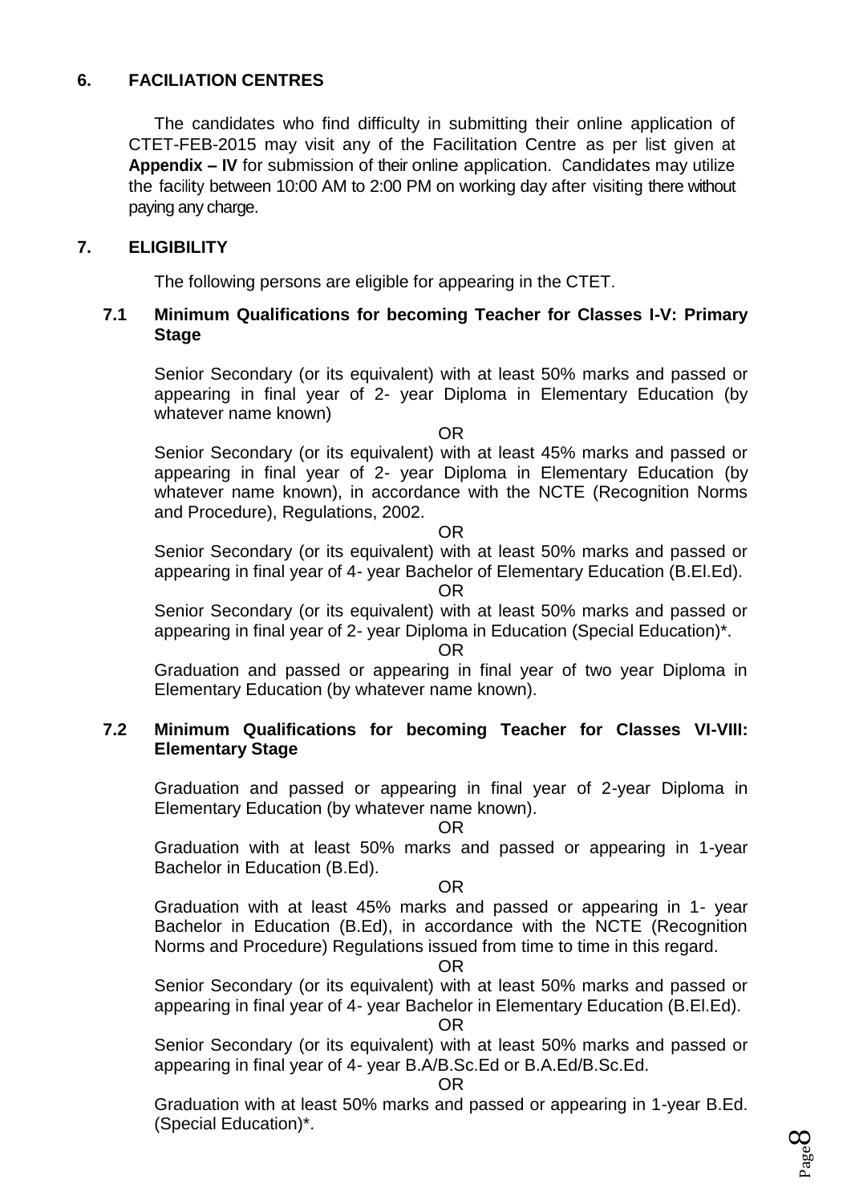## 6. FACILIATION CENTRES

The candidates who find difficulty in submitting their online application of CTET-FEB-2015 may visit any of the Facilitation Centre as per list given at **Appendix – IV** for submission of their online application. Candidates may utilize the facility between 10:00 AM to 2:00 PM on working day after visiting there without paying any charge.

## 7. ELIGIBILITY

The following persons are eligible for appearing in the CTET.

### 7.1 Minimum Qualifications for becoming Teacher for Classes I-V: Primary Stage

Senior Secondary (or its equivalent) with at least 50% marks and passed or appearing in final year of 2- year Diploma in Elementary Education (by whatever name known)

OR

Senior Secondary (or its equivalent) with at least 45% marks and passed or appearing in final year of 2- year Diploma in Elementary Education (by whatever name known), in accordance with the NCTE (Recognition Norms and Procedure), Regulations, 2002.

OR

Senior Secondary (or its equivalent) with at least 50% marks and passed or appearing in final year of 4- year Bachelor of Elementary Education (B.El.Ed).

OR

Senior Secondary (or its equivalent) with at least 50% marks and passed or appearing in final year of 2- year Diploma in Education (Special Education)*.

OR

Graduation and passed or appearing in final year of two year Diploma in Elementary Education (by whatever name known).

### 7.2 Minimum Qualifications for becoming Teacher for Classes VI-VIII: Elementary Stage

Graduation and passed or appearing in final year of 2-year Diploma in Elementary Education (by whatever name known).

OR

Graduation with at least 50% marks and passed or appearing in 1-year Bachelor in Education (B.Ed).

OR

Graduation with at least 45% marks and passed or appearing in 1- year Bachelor in Education (B.Ed), in accordance with the NCTE (Recognition Norms and Procedure) Regulations issued from time to time in this regard.

OR

Senior Secondary (or its equivalent) with at least 50% marks and passed or appearing in final year of 4- year Bachelor in Elementary Education (B.El.Ed).

OR

Senior Secondary (or its equivalent) with at least 50% marks and passed or appearing in final year of 4- year B.A/B.Sc.Ed or B.A.Ed/B.Sc.Ed.

OR

Graduation with at least 50% marks and passed or appearing in 1-year B.Ed. (Special Education)*.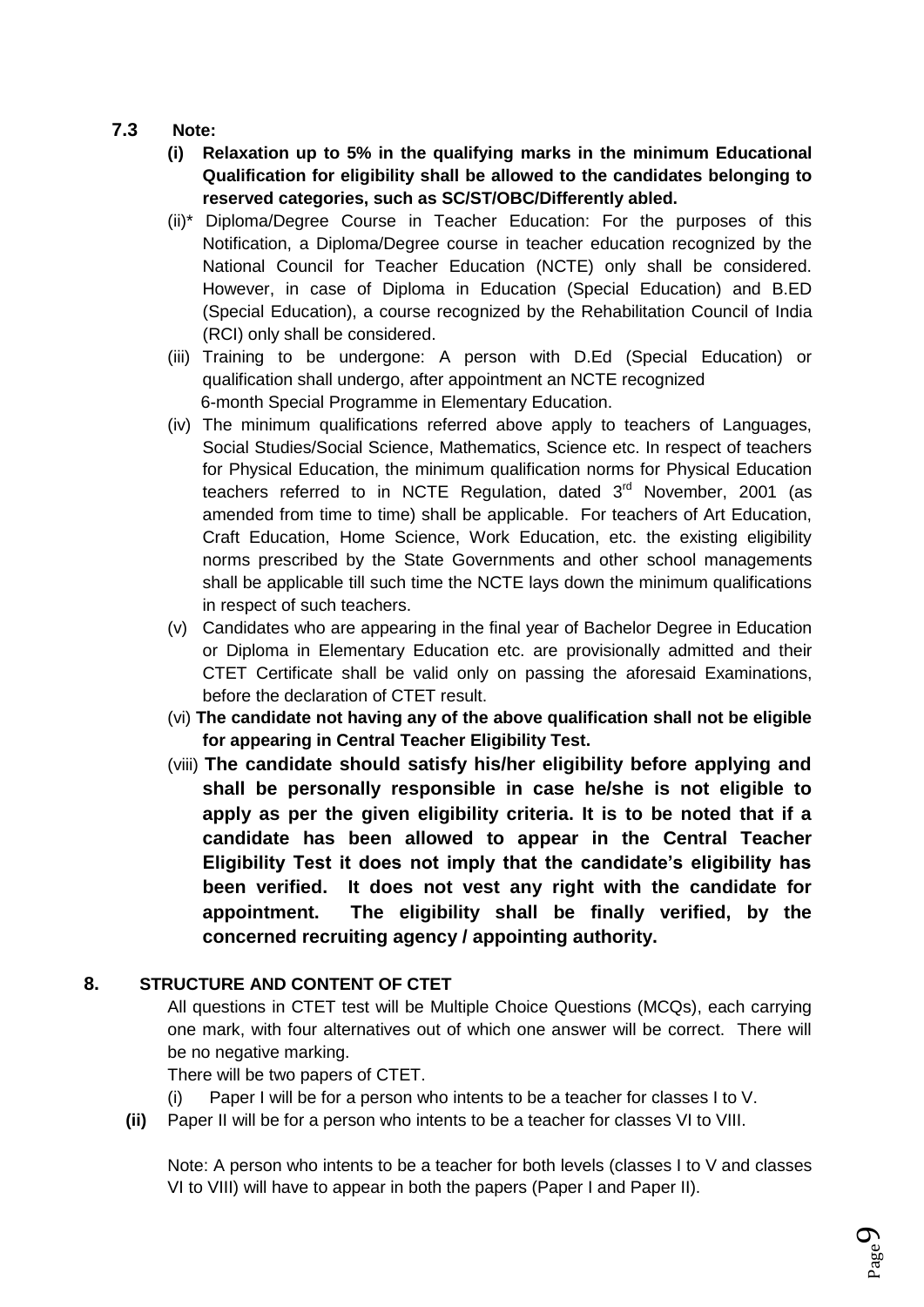**7.3 Note:**

**(i) Relaxation up to 5% in the qualifying marks in the minimum Educational Qualification for eligibility shall be allowed to the candidates belonging to reserved categories, such as SC/ST/OBC/Differently abled.**

(ii)* Diploma/Degree Course in Teacher Education: For the purposes of this Notification, a Diploma/Degree course in teacher education recognized by the National Council for Teacher Education (NCTE) only shall be considered. However, in case of Diploma in Education (Special Education) and B.ED (Special Education), a course recognized by the Rehabilitation Council of India (RCI) only shall be considered.

(iii) Training to be undergone: A person with D.Ed (Special Education) or qualification shall undergo, after appointment an NCTE recognized 6-month Special Programme in Elementary Education.

(iv) The minimum qualifications referred above apply to teachers of Languages, Social Studies/Social Science, Mathematics, Science etc. In respect of teachers for Physical Education, the minimum qualification norms for Physical Education teachers referred to in NCTE Regulation, dated 3rd November, 2001 (as amended from time to time) shall be applicable. For teachers of Art Education, Craft Education, Home Science, Work Education, etc. the existing eligibility norms prescribed by the State Governments and other school managements shall be applicable till such time the NCTE lays down the minimum qualifications in respect of such teachers.

(v) Candidates who are appearing in the final year of Bachelor Degree in Education or Diploma in Elementary Education etc. are provisionally admitted and their CTET Certificate shall be valid only on passing the aforesaid Examinations, before the declaration of CTET result.

(vi) **The candidate not having any of the above qualification shall not be eligible for appearing in Central Teacher Eligibility Test.**

(viii) **The candidate should satisfy his/her eligibility before applying and shall be personally responsible in case he/she is not eligible to apply as per the given eligibility criteria. It is to be noted that if a candidate has been allowed to appear in the Central Teacher Eligibility Test it does not imply that the candidate's eligibility has been verified. It does not vest any right with the candidate for appointment. The eligibility shall be finally verified, by the concerned recruiting agency / appointing authority.**

## 8. STRUCTURE AND CONTENT OF CTET

All questions in CTET test will be Multiple Choice Questions (MCQs), each carrying one mark, with four alternatives out of which one answer will be correct. There will be no negative marking.

There will be two papers of CTET.

(i) Paper I will be for a person who intents to be a teacher for classes I to V.

**(ii)** Paper II will be for a person who intents to be a teacher for classes VI to VIII.

Note: A person who intents to be a teacher for both levels (classes I to V and classes VI to VIII) will have to appear in both the papers (Paper I and Paper II).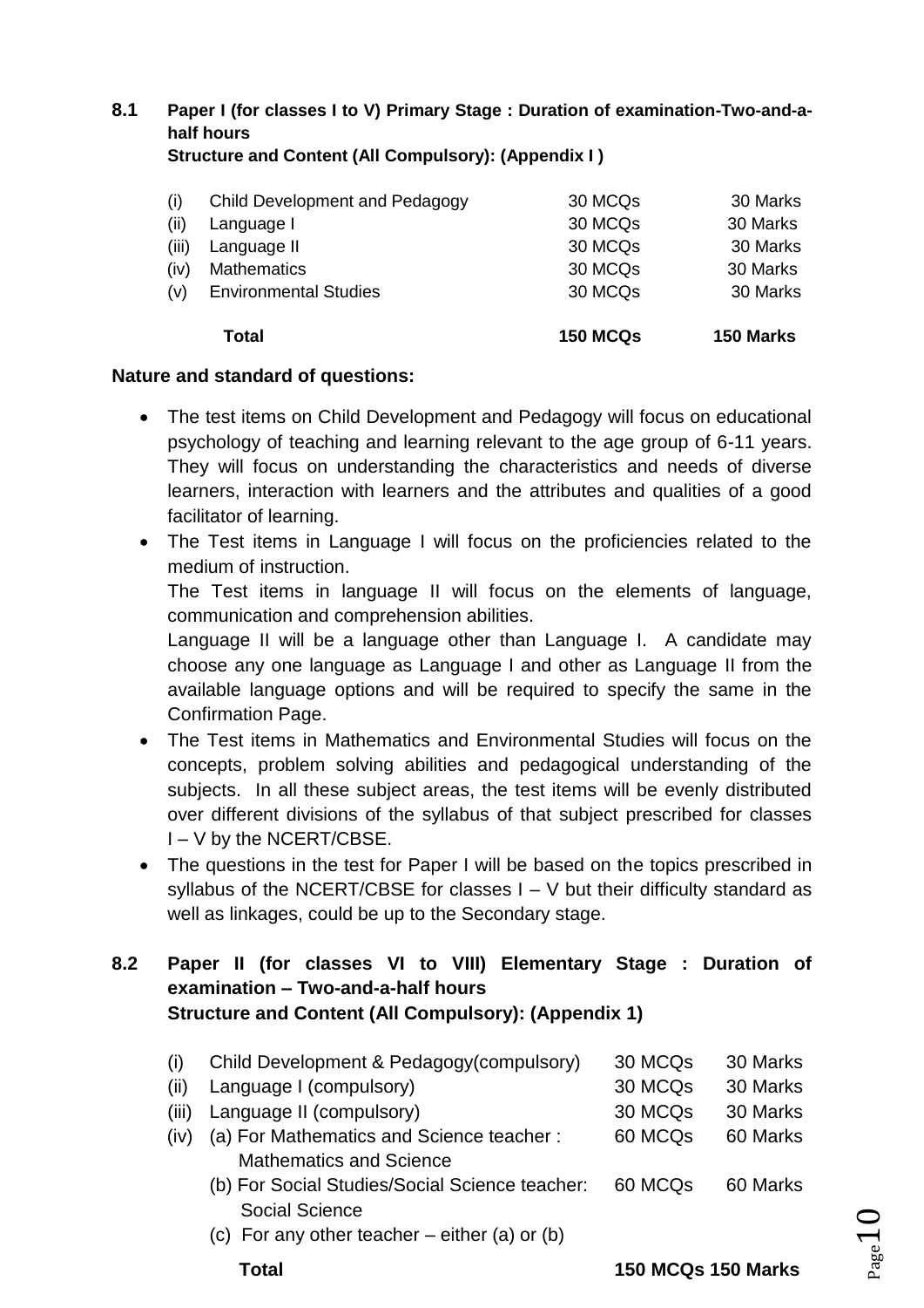**8.1 Paper I (for classes I to V) Primary Stage : Duration of examination-Two-and-a-half hours**

**Structure and Content (All Compulsory): (Appendix I )**

| | | | |
|---|---|---|---|
| (i) | Child Development and Pedagogy | 30 MCQs | 30 Marks |
| (ii) | Language I | 30 MCQs | 30 Marks |
| (iii) | Language II | 30 MCQs | 30 Marks |
| (iv) | Mathematics | 30 MCQs | 30 Marks |
| (v) | Environmental Studies | 30 MCQs | 30 Marks |
| | **Total** | **150 MCQs** | **150 Marks** |

**Nature and standard of questions:**

- The test items on Child Development and Pedagogy will focus on educational psychology of teaching and learning relevant to the age group of 6-11 years. They will focus on understanding the characteristics and needs of diverse learners, interaction with learners and the attributes and qualities of a good facilitator of learning.
- The Test items in Language I will focus on the proficiencies related to the medium of instruction.

  The Test items in language II will focus on the elements of language, communication and comprehension abilities.

  Language II will be a language other than Language I. A candidate may choose any one language as Language I and other as Language II from the available language options and will be required to specify the same in the Confirmation Page.
- The Test items in Mathematics and Environmental Studies will focus on the concepts, problem solving abilities and pedagogical understanding of the subjects. In all these subject areas, the test items will be evenly distributed over different divisions of the syllabus of that subject prescribed for classes I – V by the NCERT/CBSE.
- The questions in the test for Paper I will be based on the topics prescribed in syllabus of the NCERT/CBSE for classes I – V but their difficulty standard as well as linkages, could be up to the Secondary stage.

**8.2 Paper II (for classes VI to VIII) Elementary Stage : Duration of examination – Two-and-a-half hours**

**Structure and Content (All Compulsory): (Appendix 1)**

| | | | |
|---|---|---|---|
| (i) | Child Development & Pedagogy(compulsory) | 30 MCQs | 30 Marks |
| (ii) | Language I (compulsory) | 30 MCQs | 30 Marks |
| (iii) | Language II (compulsory) | 30 MCQs | 30 Marks |
| (iv) | (a) For Mathematics and Science teacher : Mathematics and Science | 60 MCQs | 60 Marks |
| | (b) For Social Studies/Social Science teacher: Social Science | 60 MCQs | 60 Marks |
| | (c) For any other teacher – either (a) or (b) | | |
| | **Total** | **150 MCQs** | **150 Marks** |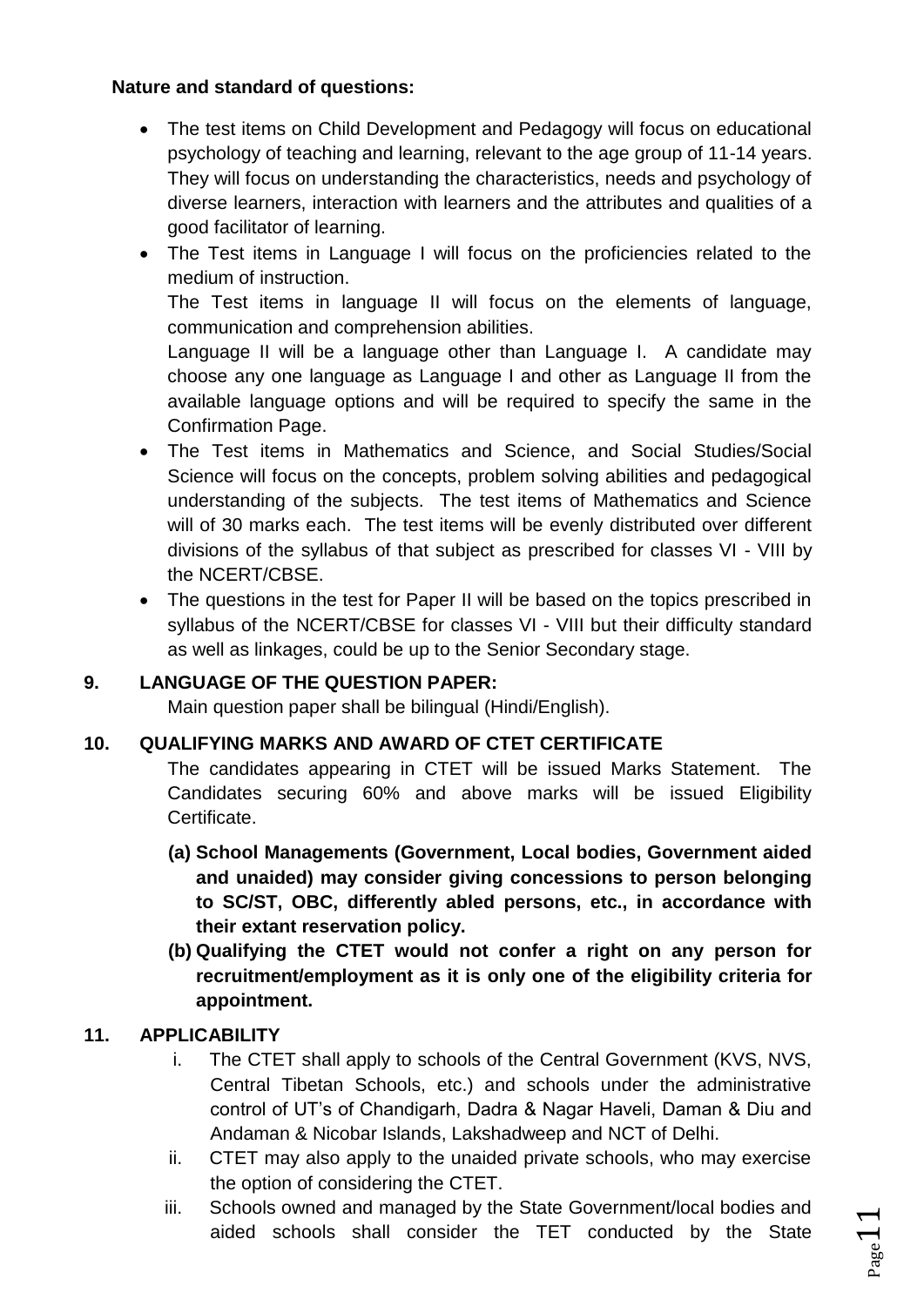**Nature and standard of questions:**

- The test items on Child Development and Pedagogy will focus on educational psychology of teaching and learning, relevant to the age group of 11-14 years. They will focus on understanding the characteristics, needs and psychology of diverse learners, interaction with learners and the attributes and qualities of a good facilitator of learning.
- The Test items in Language I will focus on the proficiencies related to the medium of instruction.

  The Test items in language II will focus on the elements of language, communication and comprehension abilities.

  Language II will be a language other than Language I. A candidate may choose any one language as Language I and other as Language II from the available language options and will be required to specify the same in the Confirmation Page.
- The Test items in Mathematics and Science, and Social Studies/Social Science will focus on the concepts, problem solving abilities and pedagogical understanding of the subjects. The test items of Mathematics and Science will of 30 marks each. The test items will be evenly distributed over different divisions of the syllabus of that subject as prescribed for classes VI - VIII by the NCERT/CBSE.
- The questions in the test for Paper II will be based on the topics prescribed in syllabus of the NCERT/CBSE for classes VI - VIII but their difficulty standard as well as linkages, could be up to the Senior Secondary stage.

## 9. LANGUAGE OF THE QUESTION PAPER:

Main question paper shall be bilingual (Hindi/English).

## 10. QUALIFYING MARKS AND AWARD OF CTET CERTIFICATE

The candidates appearing in CTET will be issued Marks Statement. The Candidates securing 60% and above marks will be issued Eligibility Certificate.

**(a) School Managements (Government, Local bodies, Government aided and unaided) may consider giving concessions to person belonging to SC/ST, OBC, differently abled persons, etc., in accordance with their extant reservation policy.**

**(b) Qualifying the CTET would not confer a right on any person for recruitment/employment as it is only one of the eligibility criteria for appointment.**

## 11. APPLICABILITY

i. The CTET shall apply to schools of the Central Government (KVS, NVS, Central Tibetan Schools, etc.) and schools under the administrative control of UT's of Chandigarh, Dadra & Nagar Haveli, Daman & Diu and Andaman & Nicobar Islands, Lakshadweep and NCT of Delhi.

ii. CTET may also apply to the unaided private schools, who may exercise the option of considering the CTET.

iii. Schools owned and managed by the State Government/local bodies and aided schools shall consider the TET conducted by the State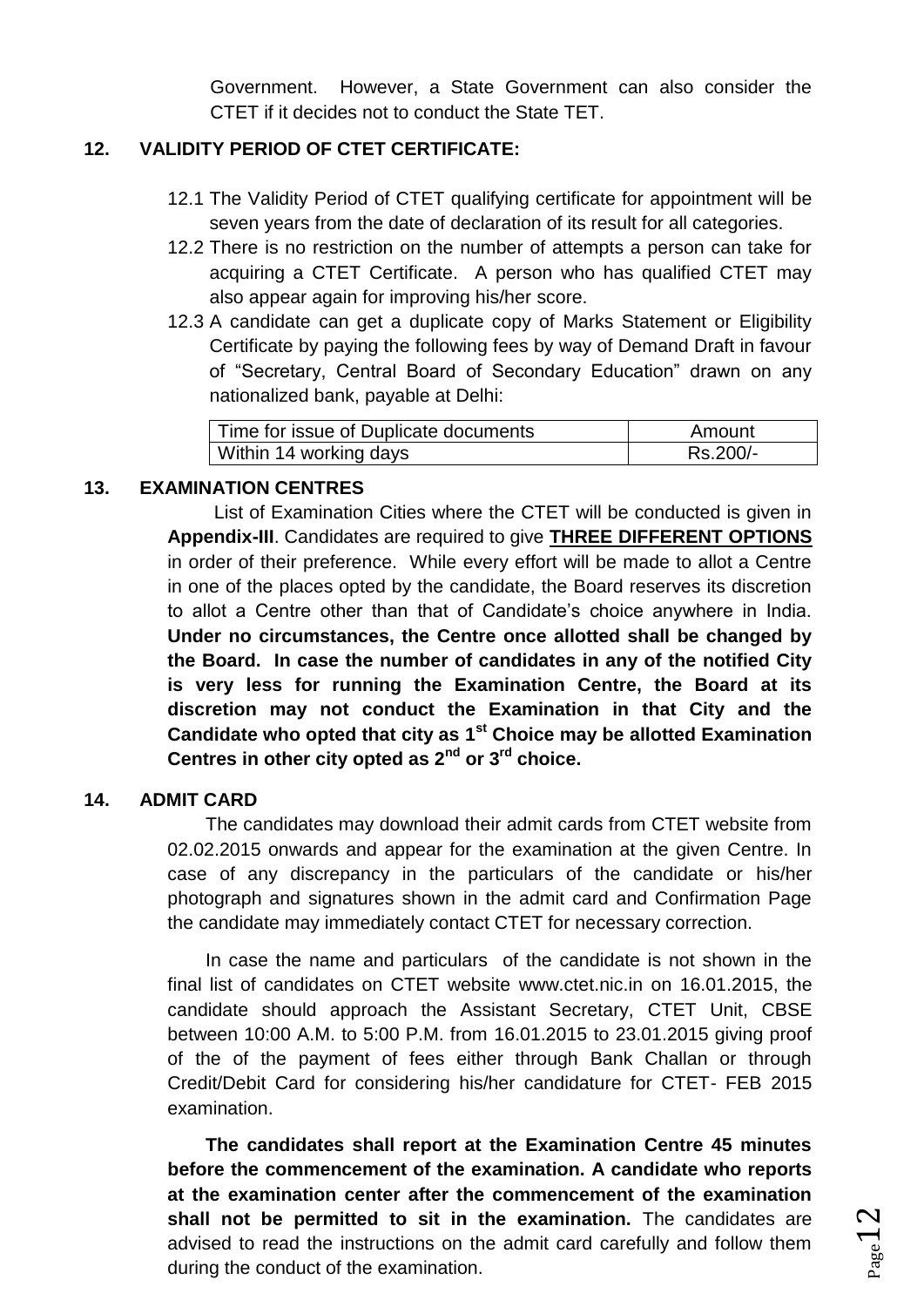Government. However, a State Government can also consider the CTET if it decides not to conduct the State TET.

## 12. VALIDITY PERIOD OF CTET CERTIFICATE:

12.1 The Validity Period of CTET qualifying certificate for appointment will be seven years from the date of declaration of its result for all categories.

12.2 There is no restriction on the number of attempts a person can take for acquiring a CTET Certificate. A person who has qualified CTET may also appear again for improving his/her score.

12.3 A candidate can get a duplicate copy of Marks Statement or Eligibility Certificate by paying the following fees by way of Demand Draft in favour of "Secretary, Central Board of Secondary Education" drawn on any nationalized bank, payable at Delhi:

| Time for issue of Duplicate documents | Amount |
| --- | --- |
| Within 14 working days | Rs.200/- |

## 13. EXAMINATION CENTRES

List of Examination Cities where the CTET will be conducted is given in **Appendix-III**. Candidates are required to give **THREE DIFFERENT OPTIONS** in order of their preference. While every effort will be made to allot a Centre in one of the places opted by the candidate, the Board reserves its discretion to allot a Centre other than that of Candidate's choice anywhere in India. **Under no circumstances, the Centre once allotted shall be changed by the Board. In case the number of candidates in any of the notified City is very less for running the Examination Centre, the Board at its discretion may not conduct the Examination in that City and the Candidate who opted that city as 1st Choice may be allotted Examination Centres in other city opted as 2nd or 3rd choice.**

## 14. ADMIT CARD

The candidates may download their admit cards from CTET website from 02.02.2015 onwards and appear for the examination at the given Centre. In case of any discrepancy in the particulars of the candidate or his/her photograph and signatures shown in the admit card and Confirmation Page the candidate may immediately contact CTET for necessary correction.

In case the name and particulars of the candidate is not shown in the final list of candidates on CTET website www.ctet.nic.in on 16.01.2015, the candidate should approach the Assistant Secretary, CTET Unit, CBSE between 10:00 A.M. to 5:00 P.M. from 16.01.2015 to 23.01.2015 giving proof of the of the payment of fees either through Bank Challan or through Credit/Debit Card for considering his/her candidature for CTET- FEB 2015 examination.

**The candidates shall report at the Examination Centre 45 minutes before the commencement of the examination. A candidate who reports at the examination center after the commencement of the examination shall not be permitted to sit in the examination.** The candidates are advised to read the instructions on the admit card carefully and follow them during the conduct of the examination.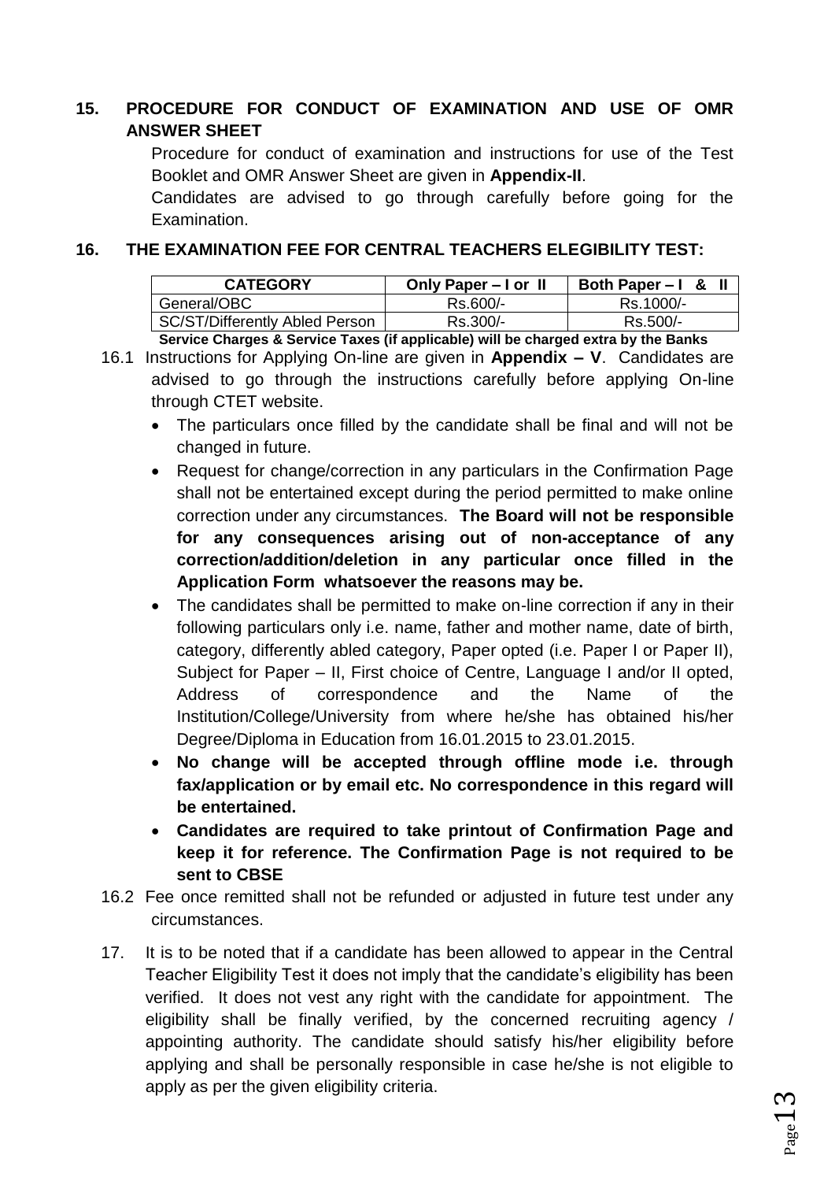## 15. PROCEDURE FOR CONDUCT OF EXAMINATION AND USE OF OMR ANSWER SHEET

Procedure for conduct of examination and instructions for use of the Test Booklet and OMR Answer Sheet are given in **Appendix-II**.

Candidates are advised to go through carefully before going for the Examination.

## 16. THE EXAMINATION FEE FOR CENTRAL TEACHERS ELEGIBILITY TEST:

| CATEGORY | Only Paper – I or II | Both Paper – I & II |
|---|---|---|
| General/OBC | Rs.600/- | Rs.1000/- |
| SC/ST/Differently Abled Person | Rs.300/- | Rs.500/- |

**Service Charges & Service Taxes (if applicable) will be charged extra by the Banks**

16.1 Instructions for Applying On-line are given in **Appendix – V**. Candidates are advised to go through the instructions carefully before applying On-line through CTET website.

- The particulars once filled by the candidate shall be final and will not be changed in future.
- Request for change/correction in any particulars in the Confirmation Page shall not be entertained except during the period permitted to make online correction under any circumstances. **The Board will not be responsible for any consequences arising out of non-acceptance of any correction/addition/deletion in any particular once filled in the Application Form whatsoever the reasons may be.**
- The candidates shall be permitted to make on-line correction if any in their following particulars only i.e. name, father and mother name, date of birth, category, differently abled category, Paper opted (i.e. Paper I or Paper II), Subject for Paper – II, First choice of Centre, Language I and/or II opted, Address of correspondence and the Name of the Institution/College/University from where he/she has obtained his/her Degree/Diploma in Education from 16.01.2015 to 23.01.2015.
- **No change will be accepted through offline mode i.e. through fax/application or by email etc. No correspondence in this regard will be entertained.**
- **Candidates are required to take printout of Confirmation Page and keep it for reference. The Confirmation Page is not required to be sent to CBSE**

16.2 Fee once remitted shall not be refunded or adjusted in future test under any circumstances.

17. It is to be noted that if a candidate has been allowed to appear in the Central Teacher Eligibility Test it does not imply that the candidate's eligibility has been verified. It does not vest any right with the candidate for appointment. The eligibility shall be finally verified, by the concerned recruiting agency / appointing authority. The candidate should satisfy his/her eligibility before applying and shall be personally responsible in case he/she is not eligible to apply as per the given eligibility criteria.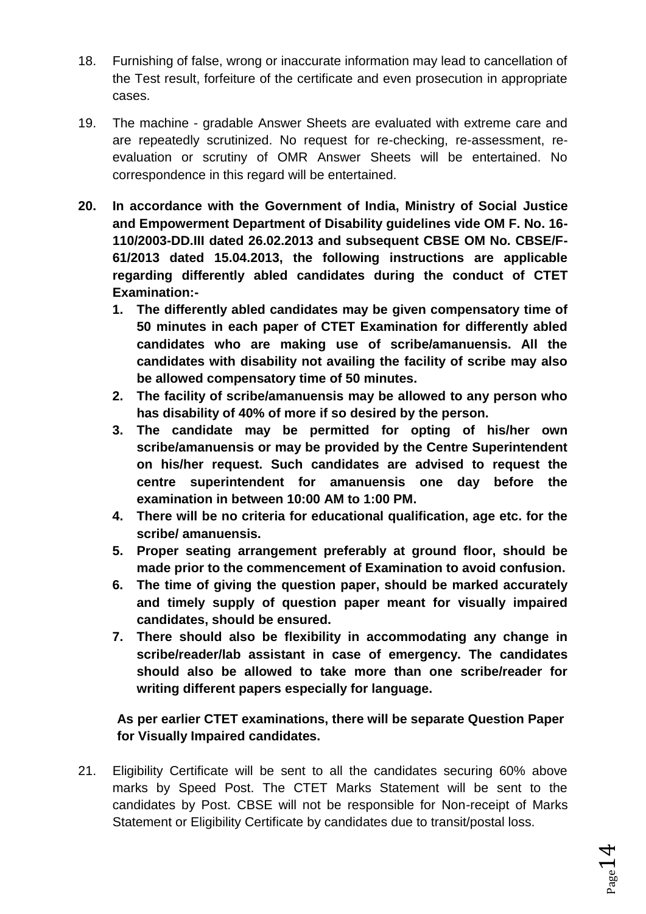18. Furnishing of false, wrong or inaccurate information may lead to cancellation of the Test result, forfeiture of the certificate and even prosecution in appropriate cases.

19. The machine - gradable Answer Sheets are evaluated with extreme care and are repeatedly scrutinized. No request for re-checking, re-assessment, re-evaluation or scrutiny of OMR Answer Sheets will be entertained. No correspondence in this regard will be entertained.

20. **In accordance with the Government of India, Ministry of Social Justice and Empowerment Department of Disability guidelines vide OM F. No. 16-110/2003-DD.III dated 26.02.2013 and subsequent CBSE OM No. CBSE/F-61/2013 dated 15.04.2013, the following instructions are applicable regarding differently abled candidates during the conduct of CTET Examination:-**
    1. **The differently abled candidates may be given compensatory time of 50 minutes in each paper of CTET Examination for differently abled candidates who are making use of scribe/amanuensis. All the candidates with disability not availing the facility of scribe may also be allowed compensatory time of 50 minutes.**
    2. **The facility of scribe/amanuensis may be allowed to any person who has disability of 40% of more if so desired by the person.**
    3. **The candidate may be permitted for opting of his/her own scribe/amanuensis or may be provided by the Centre Superintendent on his/her request. Such candidates are advised to request the centre superintendent for amanuensis one day before the examination in between 10:00 AM to 1:00 PM.**
    4. **There will be no criteria for educational qualification, age etc. for the scribe/ amanuensis.**
    5. **Proper seating arrangement preferably at ground floor, should be made prior to the commencement of Examination to avoid confusion.**
    6. **The time of giving the question paper, should be marked accurately and timely supply of question paper meant for visually impaired candidates, should be ensured.**
    7. **There should also be flexibility in accommodating any change in scribe/reader/lab assistant in case of emergency. The candidates should also be allowed to take more than one scribe/reader for writing different papers especially for language.**

    **As per earlier CTET examinations, there will be separate Question Paper for Visually Impaired candidates.**

21. Eligibility Certificate will be sent to all the candidates securing 60% above marks by Speed Post. The CTET Marks Statement will be sent to the candidates by Post. CBSE will not be responsible for Non-receipt of Marks Statement or Eligibility Certificate by candidates due to transit/postal loss.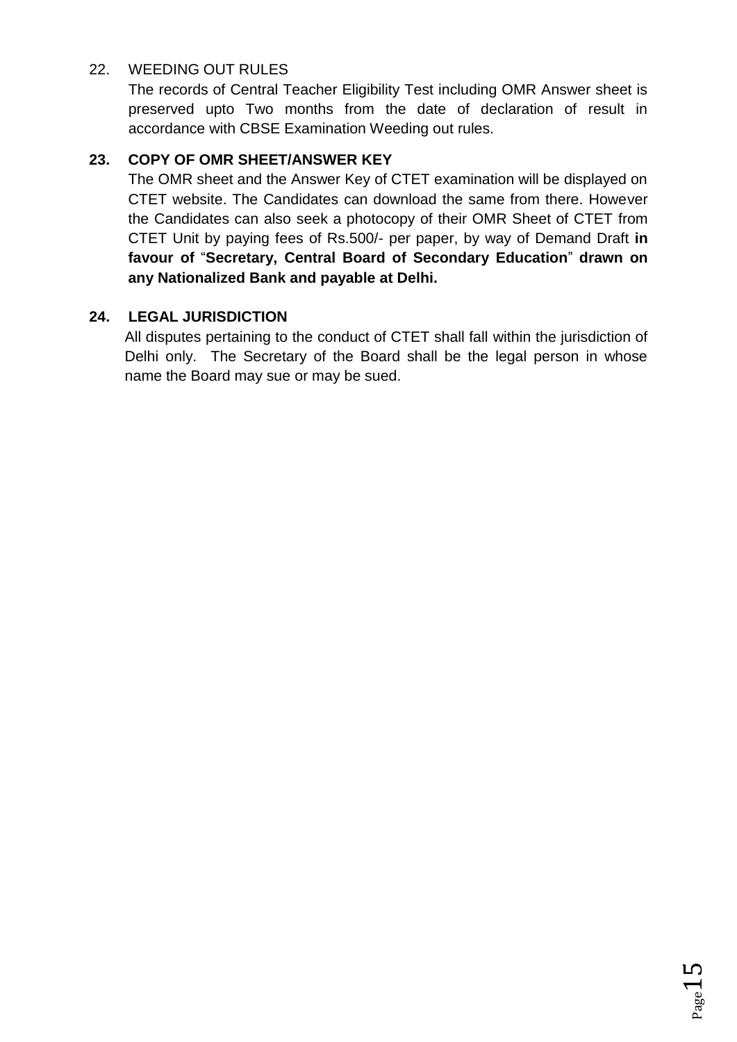22. WEEDING OUT RULES

The records of Central Teacher Eligibility Test including OMR Answer sheet is preserved upto Two months from the date of declaration of result in accordance with CBSE Examination Weeding out rules.

**23. COPY OF OMR SHEET/ANSWER KEY**

The OMR sheet and the Answer Key of CTET examination will be displayed on CTET website. The Candidates can download the same from there. However the Candidates can also seek a photocopy of their OMR Sheet of CTET from CTET Unit by paying fees of Rs.500/- per paper, by way of Demand Draft **in favour of** "**Secretary, Central Board of Secondary Education**" **drawn on any Nationalized Bank and payable at Delhi.**

**24. LEGAL JURISDICTION**

All disputes pertaining to the conduct of CTET shall fall within the jurisdiction of Delhi only. The Secretary of the Board shall be the legal person in whose name the Board may sue or may be sued.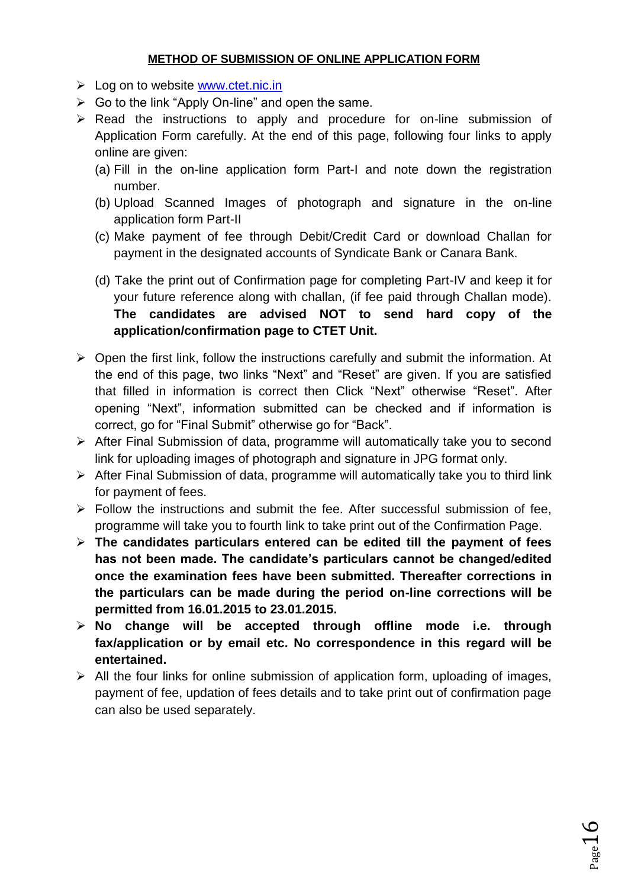## METHOD OF SUBMISSION OF ONLINE APPLICATION FORM

- Log on to website www.ctet.nic.in
- Go to the link "Apply On-line" and open the same.
- Read the instructions to apply and procedure for on-line submission of Application Form carefully. At the end of this page, following four links to apply online are given:
  - (a) Fill in the on-line application form Part-I and note down the registration number.
  - (b) Upload Scanned Images of photograph and signature in the on-line application form Part-II
  - (c) Make payment of fee through Debit/Credit Card or download Challan for payment in the designated accounts of Syndicate Bank or Canara Bank.
  - (d) Take the print out of Confirmation page for completing Part-IV and keep it for your future reference along with challan, (if fee paid through Challan mode). **The candidates are advised NOT to send hard copy of the application/confirmation page to CTET Unit.**
- Open the first link, follow the instructions carefully and submit the information. At the end of this page, two links "Next" and "Reset" are given. If you are satisfied that filled in information is correct then Click "Next" otherwise "Reset". After opening "Next", information submitted can be checked and if information is correct, go for "Final Submit" otherwise go for "Back".
- After Final Submission of data, programme will automatically take you to second link for uploading images of photograph and signature in JPG format only.
- After Final Submission of data, programme will automatically take you to third link for payment of fees.
- Follow the instructions and submit the fee. After successful submission of fee, programme will take you to fourth link to take print out of the Confirmation Page.
- **The candidates particulars entered can be edited till the payment of fees has not been made. The candidate's particulars cannot be changed/edited once the examination fees have been submitted. Thereafter corrections in the particulars can be made during the period on-line corrections will be permitted from 16.01.2015 to 23.01.2015.**
- **No change will be accepted through offline mode i.e. through fax/application or by email etc. No correspondence in this regard will be entertained.**
- All the four links for online submission of application form, uploading of images, payment of fee, updation of fees details and to take print out of confirmation page can also be used separately.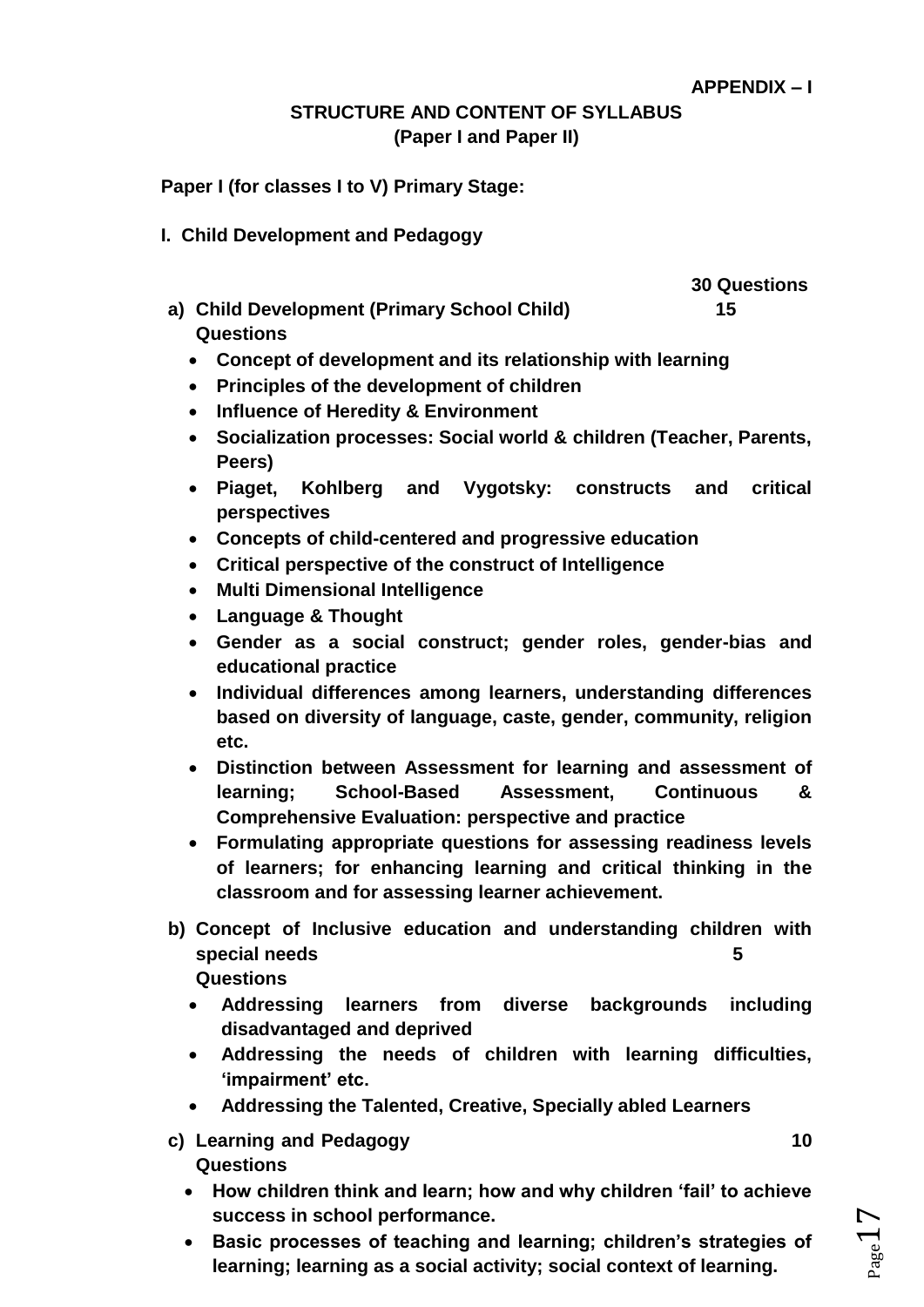**APPENDIX – I**

**STRUCTURE AND CONTENT OF SYLLABUS**
**(Paper I and Paper II)**

**Paper I (for classes I to V) Primary Stage:**

**I. Child Development and Pedagogy**

**30 Questions**

**a) Child Development (Primary School Child) 15 Questions**

- **Concept of development and its relationship with learning**
- **Principles of the development of children**
- **Influence of Heredity & Environment**
- **Socialization processes: Social world & children (Teacher, Parents, Peers)**
- **Piaget, Kohlberg and Vygotsky: constructs and critical perspectives**
- **Concepts of child-centered and progressive education**
- **Critical perspective of the construct of Intelligence**
- **Multi Dimensional Intelligence**
- **Language & Thought**
- **Gender as a social construct; gender roles, gender-bias and educational practice**
- **Individual differences among learners, understanding differences based on diversity of language, caste, gender, community, religion etc.**
- **Distinction between Assessment for learning and assessment of learning; School-Based Assessment, Continuous & Comprehensive Evaluation: perspective and practice**
- **Formulating appropriate questions for assessing readiness levels of learners; for enhancing learning and critical thinking in the classroom and for assessing learner achievement.**

**b) Concept of Inclusive education and understanding children with special needs 5 Questions**

- **Addressing learners from diverse backgrounds including disadvantaged and deprived**
- **Addressing the needs of children with learning difficulties, 'impairment' etc.**
- **Addressing the Talented, Creative, Specially abled Learners**

**c) Learning and Pedagogy 10 Questions**

- **How children think and learn; how and why children 'fail' to achieve success in school performance.**
- **Basic processes of teaching and learning; children's strategies of learning; learning as a social activity; social context of learning.**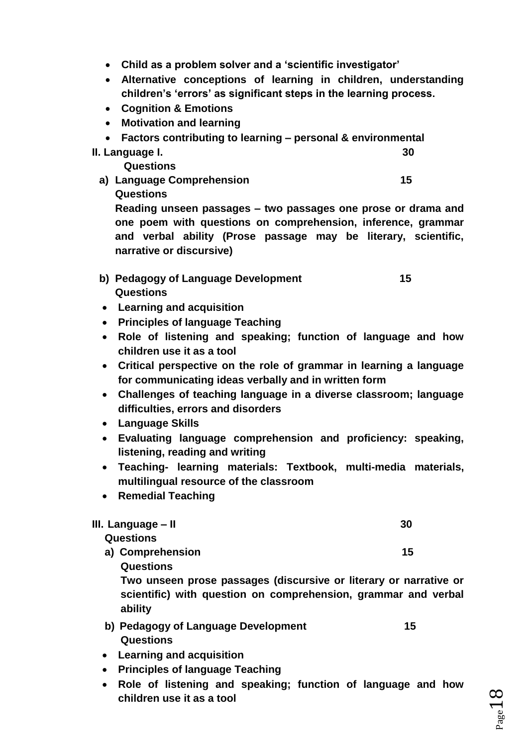- **Child as a problem solver and a 'scientific investigator'**
- **Alternative conceptions of learning in children, understanding children's 'errors' as significant steps in the learning process.**
- **Cognition & Emotions**
- **Motivation and learning**
- **Factors contributing to learning – personal & environmental**

**II. Language I. — 30 Questions**

**a) Language Comprehension — 15 Questions**

**Reading unseen passages – two passages one prose or drama and one poem with questions on comprehension, inference, grammar and verbal ability (Prose passage may be literary, scientific, narrative or discursive)**

**b) Pedagogy of Language Development — 15 Questions**

- **Learning and acquisition**
- **Principles of language Teaching**
- **Role of listening and speaking; function of language and how children use it as a tool**
- **Critical perspective on the role of grammar in learning a language for communicating ideas verbally and in written form**
- **Challenges of teaching language in a diverse classroom; language difficulties, errors and disorders**
- **Language Skills**
- **Evaluating language comprehension and proficiency: speaking, listening, reading and writing**
- **Teaching- learning materials: Textbook, multi-media materials, multilingual resource of the classroom**
- **Remedial Teaching**

**III. Language – II — 30 Questions**

**a) Comprehension — 15 Questions**

**Two unseen prose passages (discursive or literary or narrative or scientific) with question on comprehension, grammar and verbal ability**

**b) Pedagogy of Language Development — 15 Questions**

- **Learning and acquisition**
- **Principles of language Teaching**
- **Role of listening and speaking; function of language and how children use it as a tool**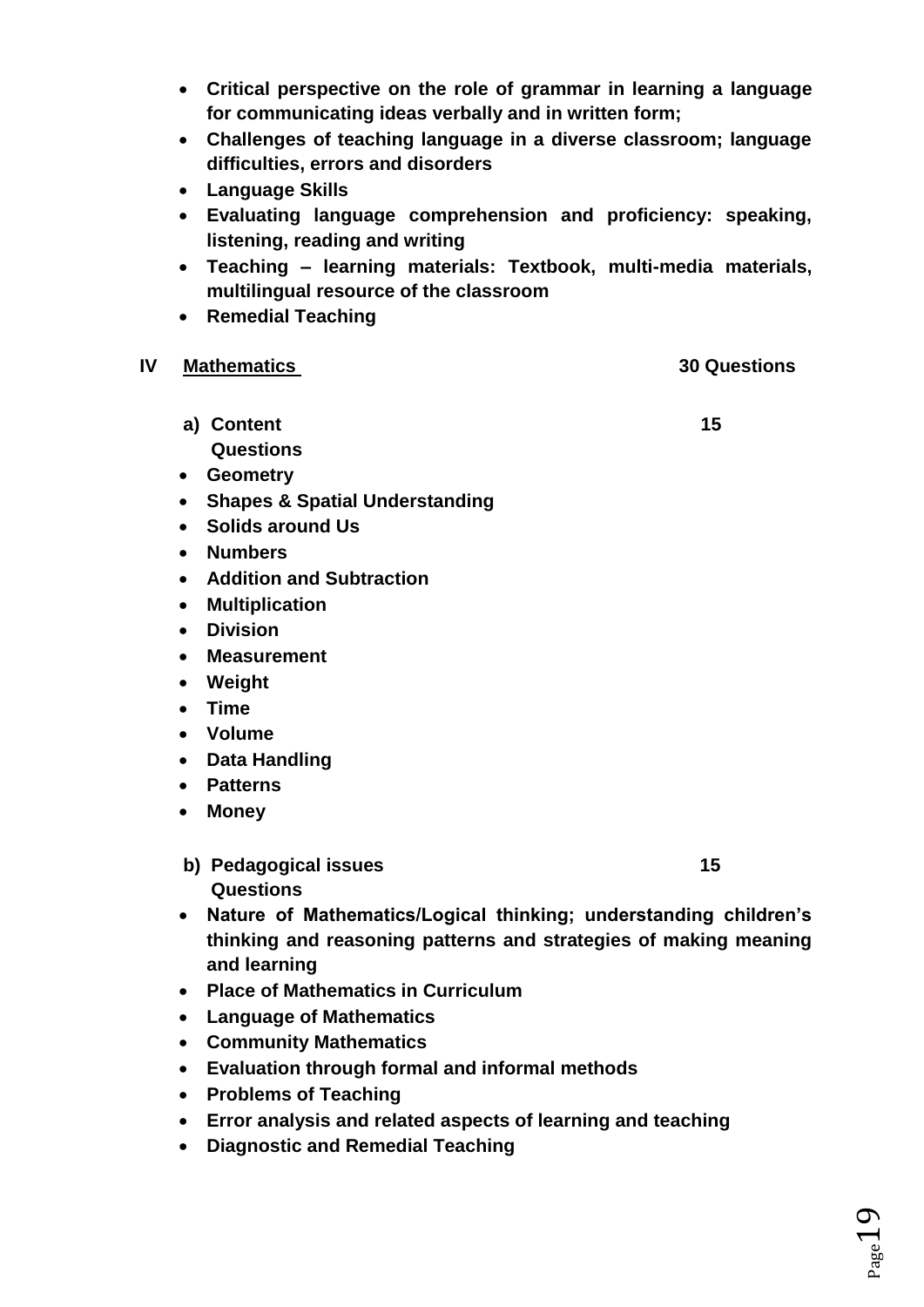- **Critical perspective on the role of grammar in learning a language for communicating ideas verbally and in written form;**
- **Challenges of teaching language in a diverse classroom; language difficulties, errors and disorders**
- **Language Skills**
- **Evaluating language comprehension and proficiency: speaking, listening, reading and writing**
- **Teaching – learning materials: Textbook, multi-media materials, multilingual resource of the classroom**
- **Remedial Teaching**

## IV <u>Mathematics</u> 30 Questions

**a) Content 15 Questions**

- **Geometry**
- **Shapes & Spatial Understanding**
- **Solids around Us**
- **Numbers**
- **Addition and Subtraction**
- **Multiplication**
- **Division**
- **Measurement**
- **Weight**
- **Time**
- **Volume**
- **Data Handling**
- **Patterns**
- **Money**

**b) Pedagogical issues 15 Questions**

- **Nature of Mathematics/Logical thinking; understanding children's thinking and reasoning patterns and strategies of making meaning and learning**
- **Place of Mathematics in Curriculum**
- **Language of Mathematics**
- **Community Mathematics**
- **Evaluation through formal and informal methods**
- **Problems of Teaching**
- **Error analysis and related aspects of learning and teaching**
- **Diagnostic and Remedial Teaching**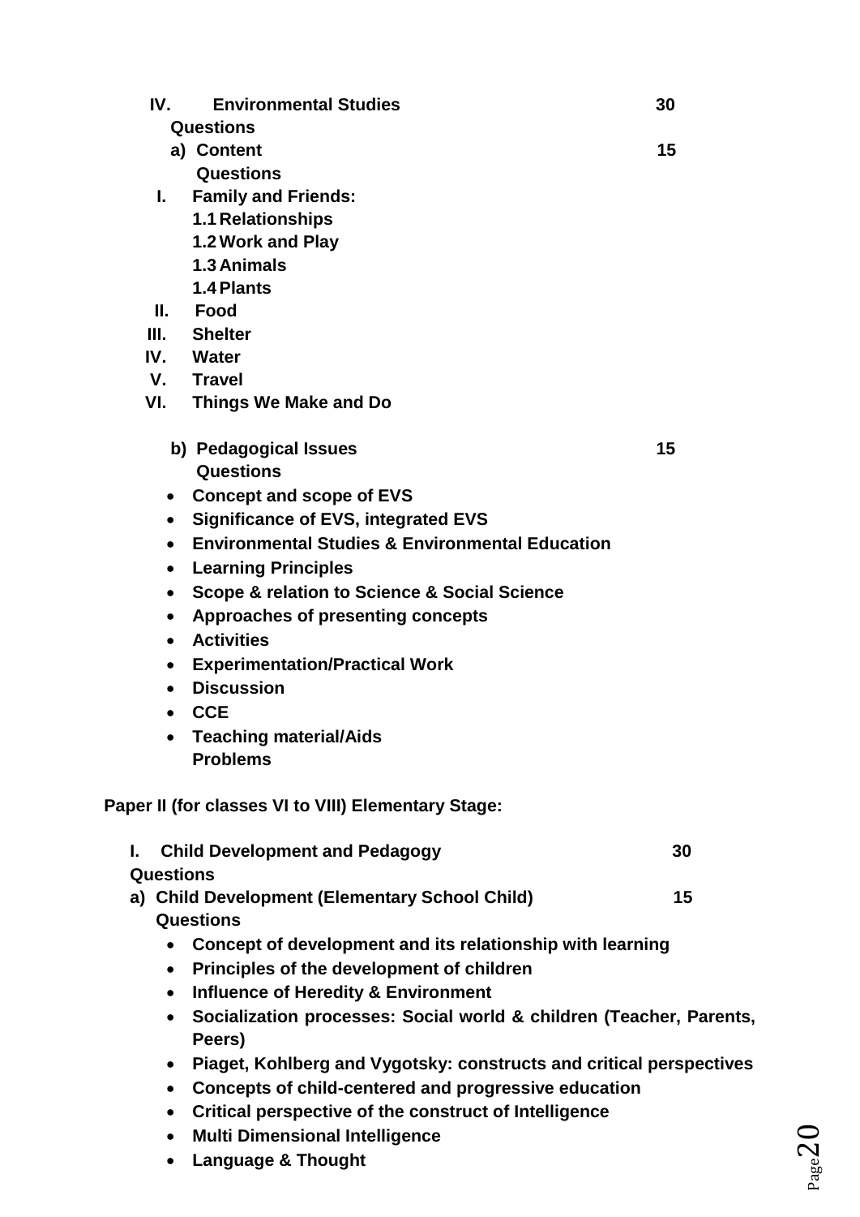**IV. Environmental Studies 30 Questions**

**a) Content 15 Questions**

**I. Family and Friends:**

**1.1 Relationships**

**1.2 Work and Play**

**1.3 Animals**

**1.4 Plants**

**II. Food**

**III. Shelter**

**IV. Water**

**V. Travel**

**VI. Things We Make and Do**

**b) Pedagogical Issues 15 Questions**

- **Concept and scope of EVS**
- **Significance of EVS, integrated EVS**
- **Environmental Studies & Environmental Education**
- **Learning Principles**
- **Scope & relation to Science & Social Science**
- **Approaches of presenting concepts**
- **Activities**
- **Experimentation/Practical Work**
- **Discussion**
- **CCE**
- **Teaching material/Aids Problems**

**Paper II (for classes VI to VIII) Elementary Stage:**

**I. Child Development and Pedagogy 30 Questions**

**a) Child Development (Elementary School Child) 15 Questions**

- **Concept of development and its relationship with learning**
- **Principles of the development of children**
- **Influence of Heredity & Environment**
- **Socialization processes: Social world & children (Teacher, Parents, Peers)**
- **Piaget, Kohlberg and Vygotsky: constructs and critical perspectives**
- **Concepts of child-centered and progressive education**
- **Critical perspective of the construct of Intelligence**
- **Multi Dimensional Intelligence**
- **Language & Thought**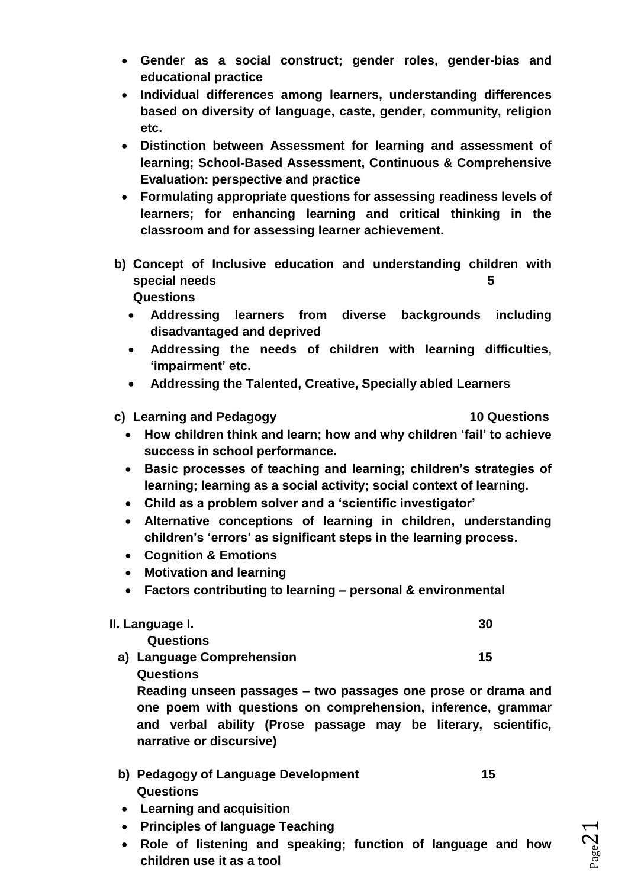- **Gender as a social construct; gender roles, gender-bias and educational practice**
- **Individual differences among learners, understanding differences based on diversity of language, caste, gender, community, religion etc.**
- **Distinction between Assessment for learning and assessment of learning; School-Based Assessment, Continuous & Comprehensive Evaluation: perspective and practice**
- **Formulating appropriate questions for assessing readiness levels of learners; for enhancing learning and critical thinking in the classroom and for assessing learner achievement.**

**b) Concept of Inclusive education and understanding children with special needs — 5 Questions**

- **Addressing learners from diverse backgrounds including disadvantaged and deprived**
- **Addressing the needs of children with learning difficulties, 'impairment' etc.**
- **Addressing the Talented, Creative, Specially abled Learners**

**c) Learning and Pedagogy — 10 Questions**

- **How children think and learn; how and why children 'fail' to achieve success in school performance.**
- **Basic processes of teaching and learning; children's strategies of learning; learning as a social activity; social context of learning.**
- **Child as a problem solver and a 'scientific investigator'**
- **Alternative conceptions of learning in children, understanding children's 'errors' as significant steps in the learning process.**
- **Cognition & Emotions**
- **Motivation and learning**
- **Factors contributing to learning – personal & environmental**

**II. Language I. — 30 Questions**

**a) Language Comprehension — 15 Questions**

**Reading unseen passages – two passages one prose or drama and one poem with questions on comprehension, inference, grammar and verbal ability (Prose passage may be literary, scientific, narrative or discursive)**

**b) Pedagogy of Language Development — 15 Questions**

- **Learning and acquisition**
- **Principles of language Teaching**
- **Role of listening and speaking; function of language and how children use it as a tool**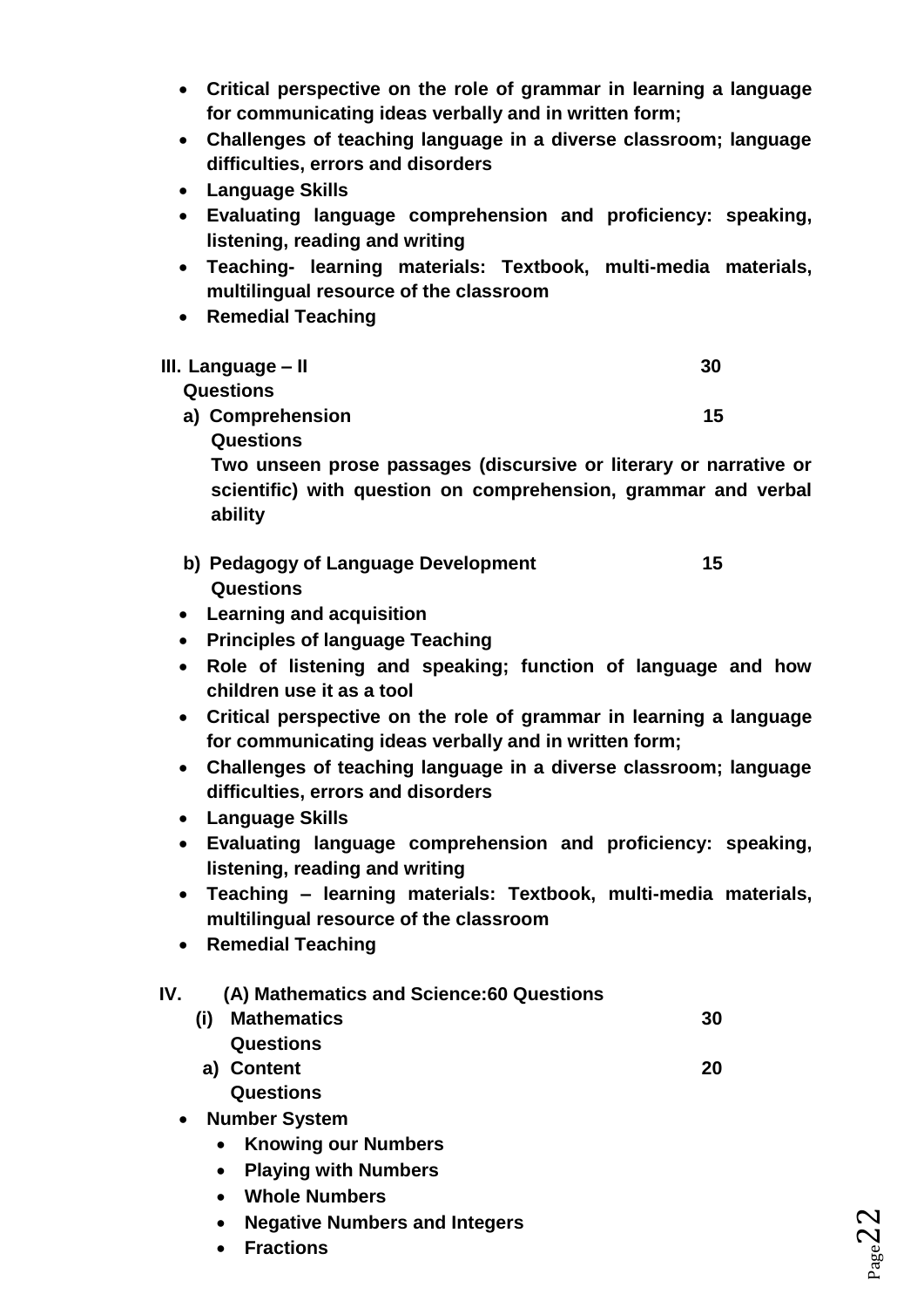- **Critical perspective on the role of grammar in learning a language for communicating ideas verbally and in written form;**
- **Challenges of teaching language in a diverse classroom; language difficulties, errors and disorders**
- **Language Skills**
- **Evaluating language comprehension and proficiency: speaking, listening, reading and writing**
- **Teaching- learning materials: Textbook, multi-media materials, multilingual resource of the classroom**
- **Remedial Teaching**

**III. Language – II 30 Questions**

**a) Comprehension 15 Questions**

**Two unseen prose passages (discursive or literary or narrative or scientific) with question on comprehension, grammar and verbal ability**

**b) Pedagogy of Language Development 15 Questions**

- **Learning and acquisition**
- **Principles of language Teaching**
- **Role of listening and speaking; function of language and how children use it as a tool**
- **Critical perspective on the role of grammar in learning a language for communicating ideas verbally and in written form;**
- **Challenges of teaching language in a diverse classroom; language difficulties, errors and disorders**
- **Language Skills**
- **Evaluating language comprehension and proficiency: speaking, listening, reading and writing**
- **Teaching – learning materials: Textbook, multi-media materials, multilingual resource of the classroom**
- **Remedial Teaching**

**IV. (A) Mathematics and Science:60 Questions**

**(i) Mathematics 30 Questions**

**a) Content 20 Questions**

- **Number System**
  - **Knowing our Numbers**
  - **Playing with Numbers**
  - **Whole Numbers**
  - **Negative Numbers and Integers**
  - **Fractions**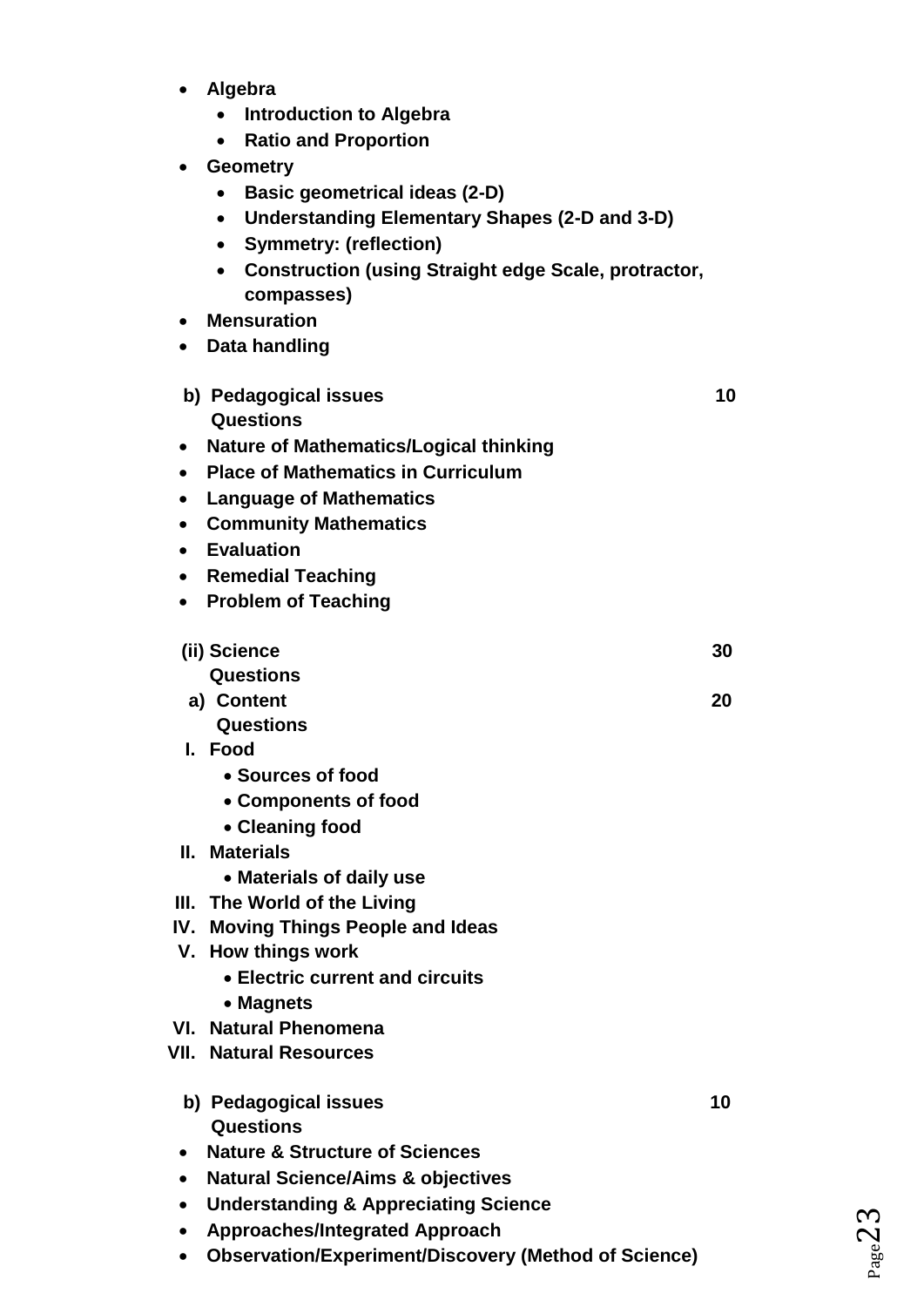- **Algebra**
    - **Introduction to Algebra**
    - **Ratio and Proportion**
- **Geometry**
    - **Basic geometrical ideas (2-D)**
    - **Understanding Elementary Shapes (2-D and 3-D)**
    - **Symmetry: (reflection)**
    - **Construction (using Straight edge Scale, protractor, compasses)**
- **Mensuration**
- **Data handling**

**b) Pedagogical issues** **10 Questions**

- **Nature of Mathematics/Logical thinking**
- **Place of Mathematics in Curriculum**
- **Language of Mathematics**
- **Community Mathematics**
- **Evaluation**
- **Remedial Teaching**
- **Problem of Teaching**

**(ii) Science** **30 Questions**

**a) Content** **20 Questions**

**I. Food**

- **Sources of food**
- **Components of food**
- **Cleaning food**

**II. Materials**

- **Materials of daily use**

**III. The World of the Living**

**IV. Moving Things People and Ideas**

**V. How things work**

- **Electric current and circuits**
- **Magnets**

**VI. Natural Phenomena**

**VII. Natural Resources**

**b) Pedagogical issues** **10 Questions**

- **Nature & Structure of Sciences**
- **Natural Science/Aims & objectives**
- **Understanding & Appreciating Science**
- **Approaches/Integrated Approach**
- **Observation/Experiment/Discovery (Method of Science)**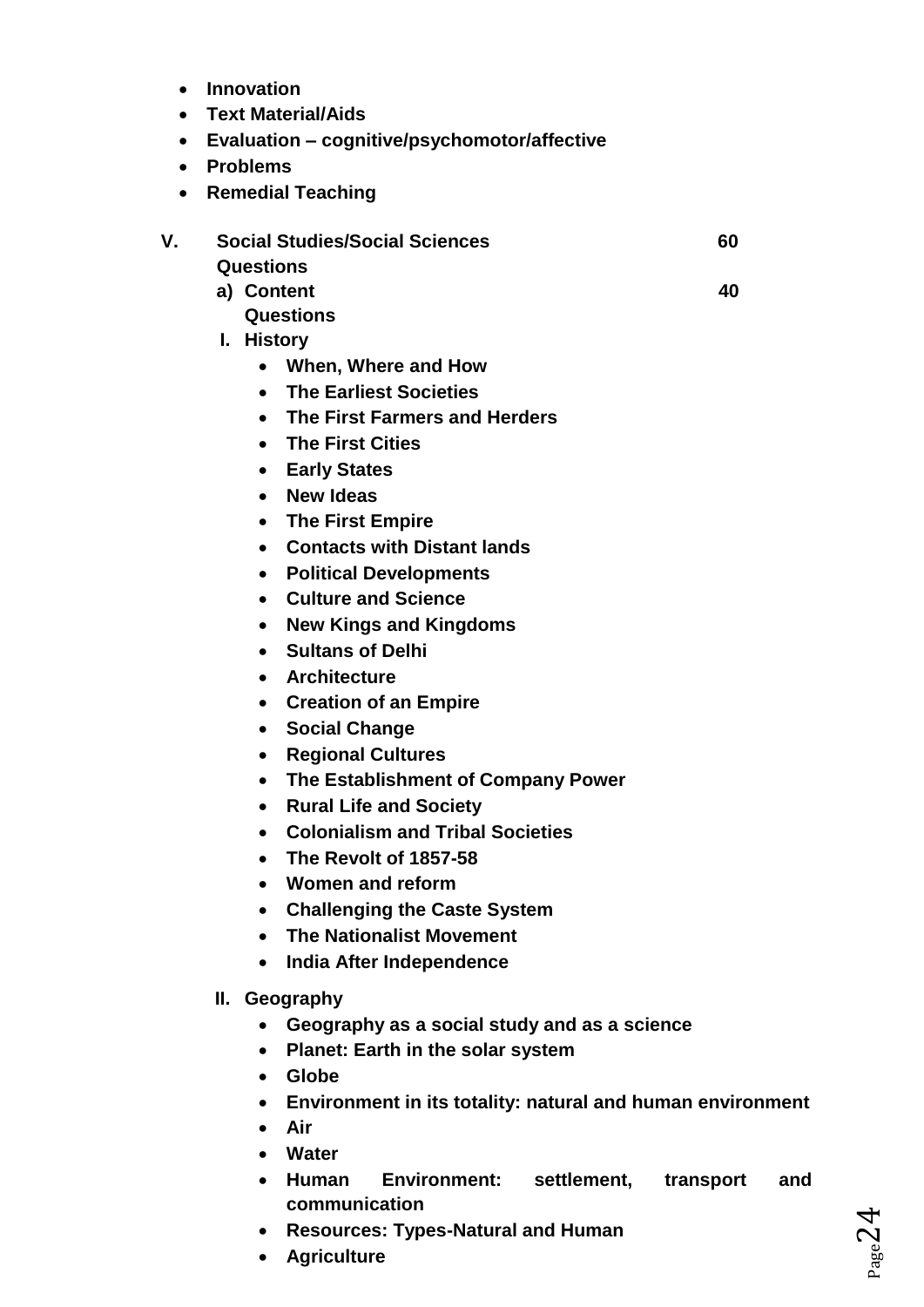- **Innovation**
- **Text Material/Aids**
- **Evaluation – cognitive/psychomotor/affective**
- **Problems**
- **Remedial Teaching**

**V. Social Studies/Social Sciences 60 Questions**

**a) Content 40 Questions**

**I. History**

- **When, Where and How**
- **The Earliest Societies**
- **The First Farmers and Herders**
- **The First Cities**
- **Early States**
- **New Ideas**
- **The First Empire**
- **Contacts with Distant lands**
- **Political Developments**
- **Culture and Science**
- **New Kings and Kingdoms**
- **Sultans of Delhi**
- **Architecture**
- **Creation of an Empire**
- **Social Change**
- **Regional Cultures**
- **The Establishment of Company Power**
- **Rural Life and Society**
- **Colonialism and Tribal Societies**
- **The Revolt of 1857-58**
- **Women and reform**
- **Challenging the Caste System**
- **The Nationalist Movement**
- **India After Independence**

**II. Geography**

- **Geography as a social study and as a science**
- **Planet: Earth in the solar system**
- **Globe**
- **Environment in its totality: natural and human environment**
- **Air**
- **Water**
- **Human Environment: settlement, transport and communication**
- **Resources: Types-Natural and Human**
- **Agriculture**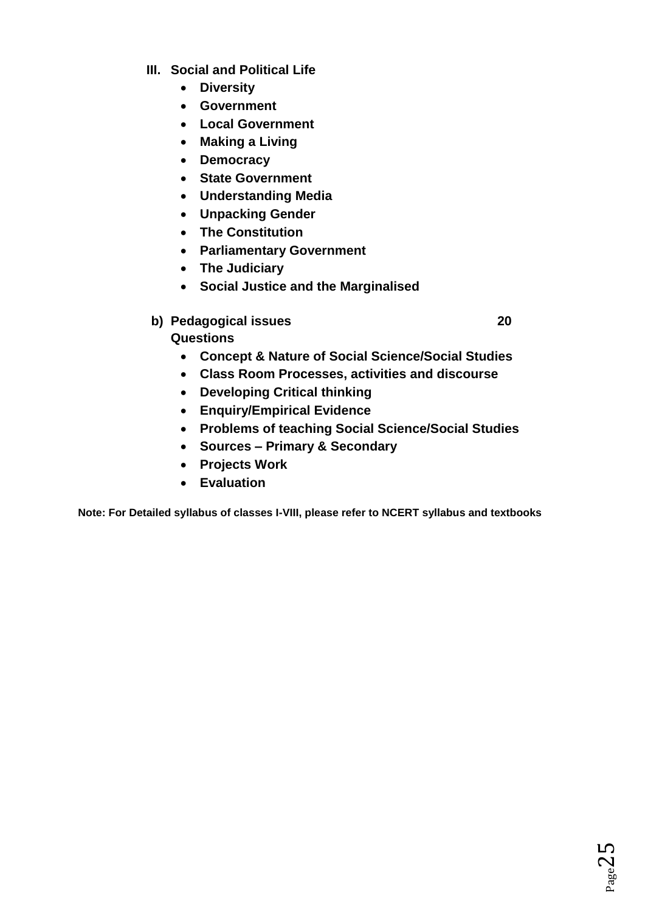**III. Social and Political Life**

- **Diversity**
- **Government**
- **Local Government**
- **Making a Living**
- **Democracy**
- **State Government**
- **Understanding Media**
- **Unpacking Gender**
- **The Constitution**
- **Parliamentary Government**
- **The Judiciary**
- **Social Justice and the Marginalised**

**b) Pedagogical issues 20 Questions**

- **Concept & Nature of Social Science/Social Studies**
- **Class Room Processes, activities and discourse**
- **Developing Critical thinking**
- **Enquiry/Empirical Evidence**
- **Problems of teaching Social Science/Social Studies**
- **Sources – Primary & Secondary**
- **Projects Work**
- **Evaluation**

**Note: For Detailed syllabus of classes I-VIII, please refer to NCERT syllabus and textbooks**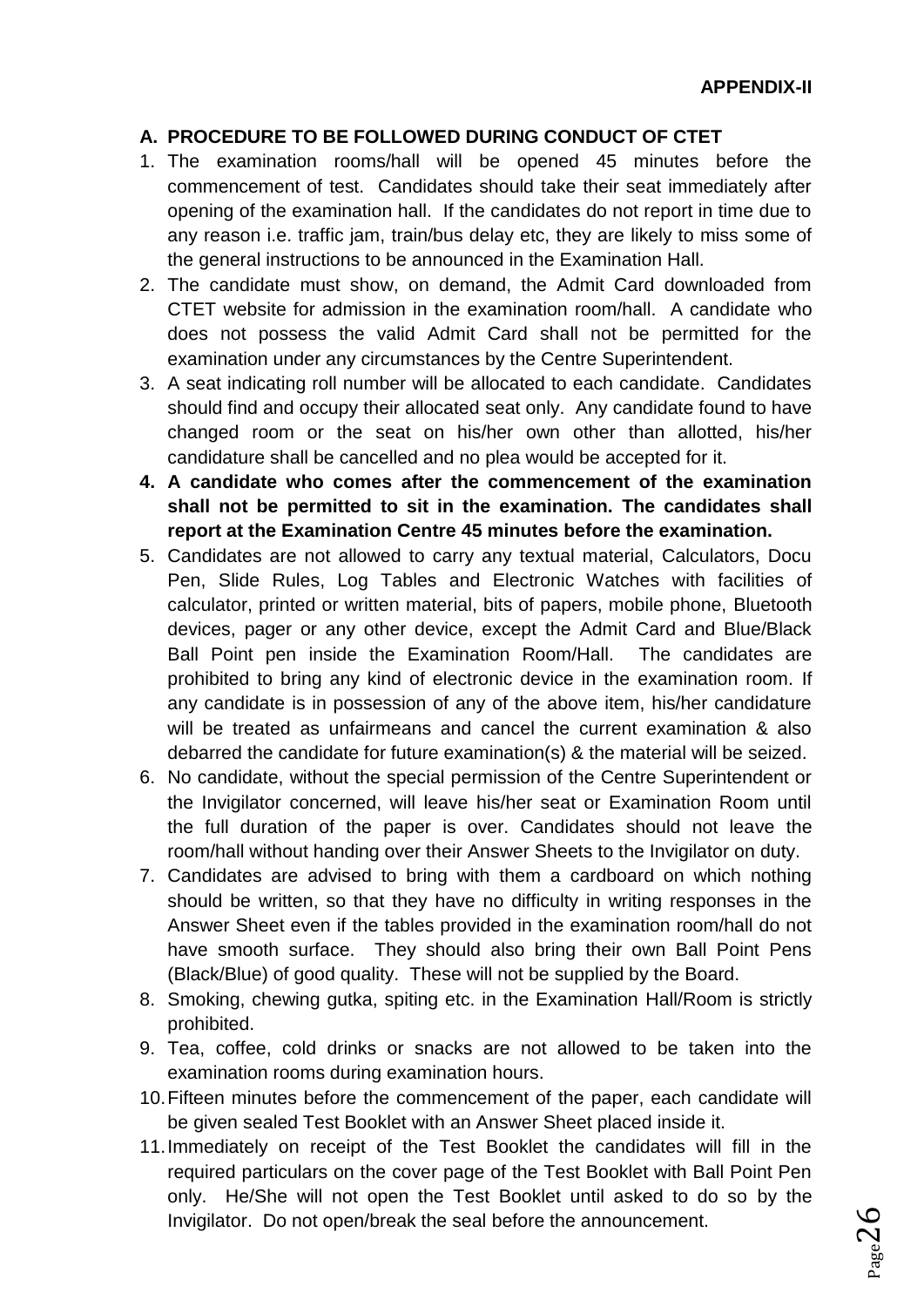**APPENDIX-II**

## A. PROCEDURE TO BE FOLLOWED DURING CONDUCT OF CTET

1. The examination rooms/hall will be opened 45 minutes before the commencement of test. Candidates should take their seat immediately after opening of the examination hall. If the candidates do not report in time due to any reason i.e. traffic jam, train/bus delay etc, they are likely to miss some of the general instructions to be announced in the Examination Hall.
2. The candidate must show, on demand, the Admit Card downloaded from CTET website for admission in the examination room/hall. A candidate who does not possess the valid Admit Card shall not be permitted for the examination under any circumstances by the Centre Superintendent.
3. A seat indicating roll number will be allocated to each candidate. Candidates should find and occupy their allocated seat only. Any candidate found to have changed room or the seat on his/her own other than allotted, his/her candidature shall be cancelled and no plea would be accepted for it.
4. **A candidate who comes after the commencement of the examination shall not be permitted to sit in the examination. The candidates shall report at the Examination Centre 45 minutes before the examination.**
5. Candidates are not allowed to carry any textual material, Calculators, Docu Pen, Slide Rules, Log Tables and Electronic Watches with facilities of calculator, printed or written material, bits of papers, mobile phone, Bluetooth devices, pager or any other device, except the Admit Card and Blue/Black Ball Point pen inside the Examination Room/Hall. The candidates are prohibited to bring any kind of electronic device in the examination room. If any candidate is in possession of any of the above item, his/her candidature will be treated as unfairmeans and cancel the current examination & also debarred the candidate for future examination(s) & the material will be seized.
6. No candidate, without the special permission of the Centre Superintendent or the Invigilator concerned, will leave his/her seat or Examination Room until the full duration of the paper is over. Candidates should not leave the room/hall without handing over their Answer Sheets to the Invigilator on duty.
7. Candidates are advised to bring with them a cardboard on which nothing should be written, so that they have no difficulty in writing responses in the Answer Sheet even if the tables provided in the examination room/hall do not have smooth surface. They should also bring their own Ball Point Pens (Black/Blue) of good quality. These will not be supplied by the Board.
8. Smoking, chewing gutka, spiting etc. in the Examination Hall/Room is strictly prohibited.
9. Tea, coffee, cold drinks or snacks are not allowed to be taken into the examination rooms during examination hours.
10. Fifteen minutes before the commencement of the paper, each candidate will be given sealed Test Booklet with an Answer Sheet placed inside it.
11. Immediately on receipt of the Test Booklet the candidates will fill in the required particulars on the cover page of the Test Booklet with Ball Point Pen only. He/She will not open the Test Booklet until asked to do so by the Invigilator. Do not open/break the seal before the announcement.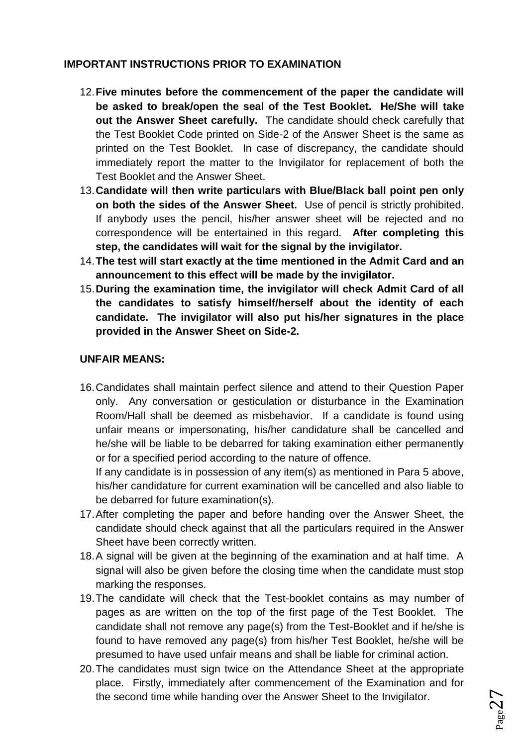## IMPORTANT INSTRUCTIONS PRIOR TO EXAMINATION

12. **Five minutes before the commencement of the paper the candidate will be asked to break/open the seal of the Test Booklet. He/She will take out the Answer Sheet carefully.** The candidate should check carefully that the Test Booklet Code printed on Side-2 of the Answer Sheet is the same as printed on the Test Booklet. In case of discrepancy, the candidate should immediately report the matter to the Invigilator for replacement of both the Test Booklet and the Answer Sheet.
13. **Candidate will then write particulars with Blue/Black ball point pen only on both the sides of the Answer Sheet.** Use of pencil is strictly prohibited. If anybody uses the pencil, his/her answer sheet will be rejected and no correspondence will be entertained in this regard. **After completing this step, the candidates will wait for the signal by the invigilator.**
14. **The test will start exactly at the time mentioned in the Admit Card and an announcement to this effect will be made by the invigilator.**
15. **During the examination time, the invigilator will check Admit Card of all the candidates to satisfy himself/herself about the identity of each candidate. The invigilator will also put his/her signatures in the place provided in the Answer Sheet on Side-2.**

## UNFAIR MEANS:

16. Candidates shall maintain perfect silence and attend to their Question Paper only. Any conversation or gesticulation or disturbance in the Examination Room/Hall shall be deemed as misbehavior. If a candidate is found using unfair means or impersonating, his/her candidature shall be cancelled and he/she will be liable to be debarred for taking examination either permanently or for a specified period according to the nature of offence.

    If any candidate is in possession of any item(s) as mentioned in Para 5 above, his/her candidature for current examination will be cancelled and also liable to be debarred for future examination(s).
17. After completing the paper and before handing over the Answer Sheet, the candidate should check against that all the particulars required in the Answer Sheet have been correctly written.
18. A signal will be given at the beginning of the examination and at half time. A signal will also be given before the closing time when the candidate must stop marking the responses.
19. The candidate will check that the Test-booklet contains as may number of pages as are written on the top of the first page of the Test Booklet. The candidate shall not remove any page(s) from the Test-Booklet and if he/she is found to have removed any page(s) from his/her Test Booklet, he/she will be presumed to have used unfair means and shall be liable for criminal action.
20. The candidates must sign twice on the Attendance Sheet at the appropriate place. Firstly, immediately after commencement of the Examination and for the second time while handing over the Answer Sheet to the Invigilator.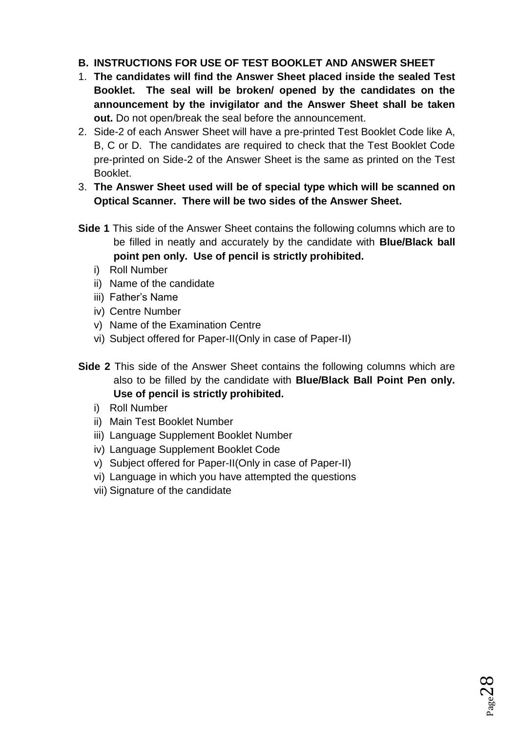## B. INSTRUCTIONS FOR USE OF TEST BOOKLET AND ANSWER SHEET

1. **The candidates will find the Answer Sheet placed inside the sealed Test Booklet. The seal will be broken/ opened by the candidates on the announcement by the invigilator and the Answer Sheet shall be taken out.** Do not open/break the seal before the announcement.
2. Side-2 of each Answer Sheet will have a pre-printed Test Booklet Code like A, B, C or D. The candidates are required to check that the Test Booklet Code pre-printed on Side-2 of the Answer Sheet is the same as printed on the Test Booklet.
3. **The Answer Sheet used will be of special type which will be scanned on Optical Scanner. There will be two sides of the Answer Sheet.**

**Side 1** This side of the Answer Sheet contains the following columns which are to be filled in neatly and accurately by the candidate with **Blue/Black ball point pen only. Use of pencil is strictly prohibited.**

- i) Roll Number
- ii) Name of the candidate
- iii) Father's Name
- iv) Centre Number
- v) Name of the Examination Centre
- vi) Subject offered for Paper-II(Only in case of Paper-II)

**Side 2** This side of the Answer Sheet contains the following columns which are also to be filled by the candidate with **Blue/Black Ball Point Pen only. Use of pencil is strictly prohibited.**

- i) Roll Number
- ii) Main Test Booklet Number
- iii) Language Supplement Booklet Number
- iv) Language Supplement Booklet Code
- v) Subject offered for Paper-II(Only in case of Paper-II)
- vi) Language in which you have attempted the questions
- vii) Signature of the candidate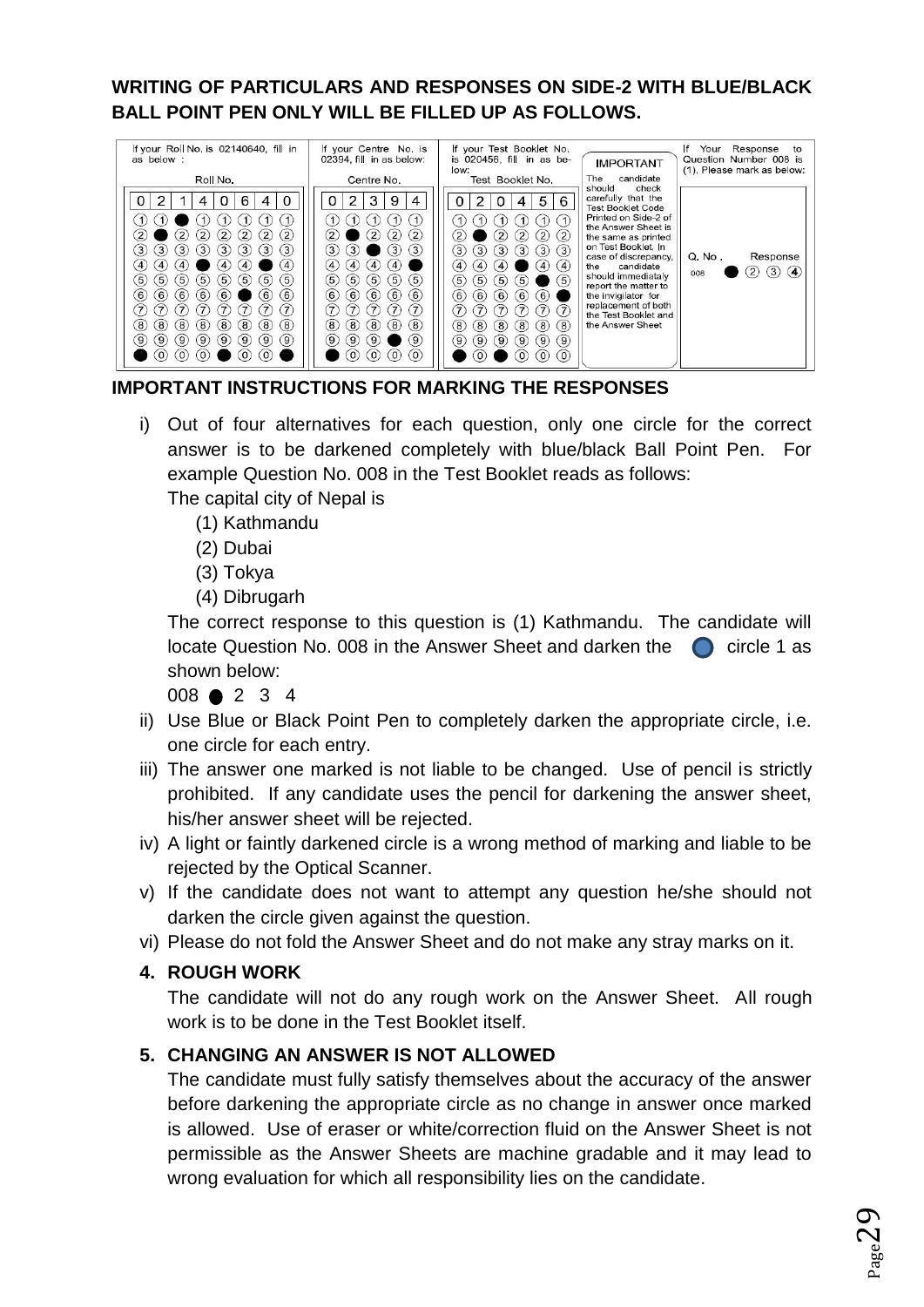**WRITING OF PARTICULARS AND RESPONSES ON SIDE-2 WITH BLUE/BLACK BALL POINT PEN ONLY WILL BE FILLED UP AS FOLLOWS.**

| If your Roll No. is 02140640, fill in as below: | If your Centre No. is 02394, fill in as below: | If your Test Booklet No. is 020456, fill in as below: | IMPORTANT | If Your Response to Question Number 008 is (1), Please mark as below: |
|---|---|---|---|---|
| Roll No. 0 2 1 4 0 6 4 0 | Centre No. 0 2 3 9 4 | Test Booklet No. 0 2 0 4 5 6 | The candidate should check carefully that the Test Booklet Code Printed on Side-2 of the Answer Sheet is the same as printed on Test Booklet. In case of discrepancy, the candidate should immediataly report the matter to the invigilator for replacement of both the Test Booklet and the Answer Sheet | Q. No. 008 Response ● ② ③ ④ |

**IMPORTANT INSTRUCTIONS FOR MARKING THE RESPONSES**

i) Out of four alternatives for each question, only one circle for the correct answer is to be darkened completely with blue/black Ball Point Pen. For example Question No. 008 in the Test Booklet reads as follows:

   The capital city of Nepal is

   (1) Kathmandu
   (2) Dubai
   (3) Tokya
   (4) Dibrugarh

   The correct response to this question is (1) Kathmandu. The candidate will locate Question No. 008 in the Answer Sheet and darken the circle 1 as shown below:

   008 ● 2 3 4

ii) Use Blue or Black Point Pen to completely darken the appropriate circle, i.e. one circle for each entry.

iii) The answer one marked is not liable to be changed. Use of pencil is strictly prohibited. If any candidate uses the pencil for darkening the answer sheet, his/her answer sheet will be rejected.

iv) A light or faintly darkened circle is a wrong method of marking and liable to be rejected by the Optical Scanner.

v) If the candidate does not want to attempt any question he/she should not darken the circle given against the question.

vi) Please do not fold the Answer Sheet and do not make any stray marks on it.

**4. ROUGH WORK**

The candidate will not do any rough work on the Answer Sheet. All rough work is to be done in the Test Booklet itself.

**5. CHANGING AN ANSWER IS NOT ALLOWED**

The candidate must fully satisfy themselves about the accuracy of the answer before darkening the appropriate circle as no change in answer once marked is allowed. Use of eraser or white/correction fluid on the Answer Sheet is not permissible as the Answer Sheets are machine gradable and it may lead to wrong evaluation for which all responsibility lies on the candidate.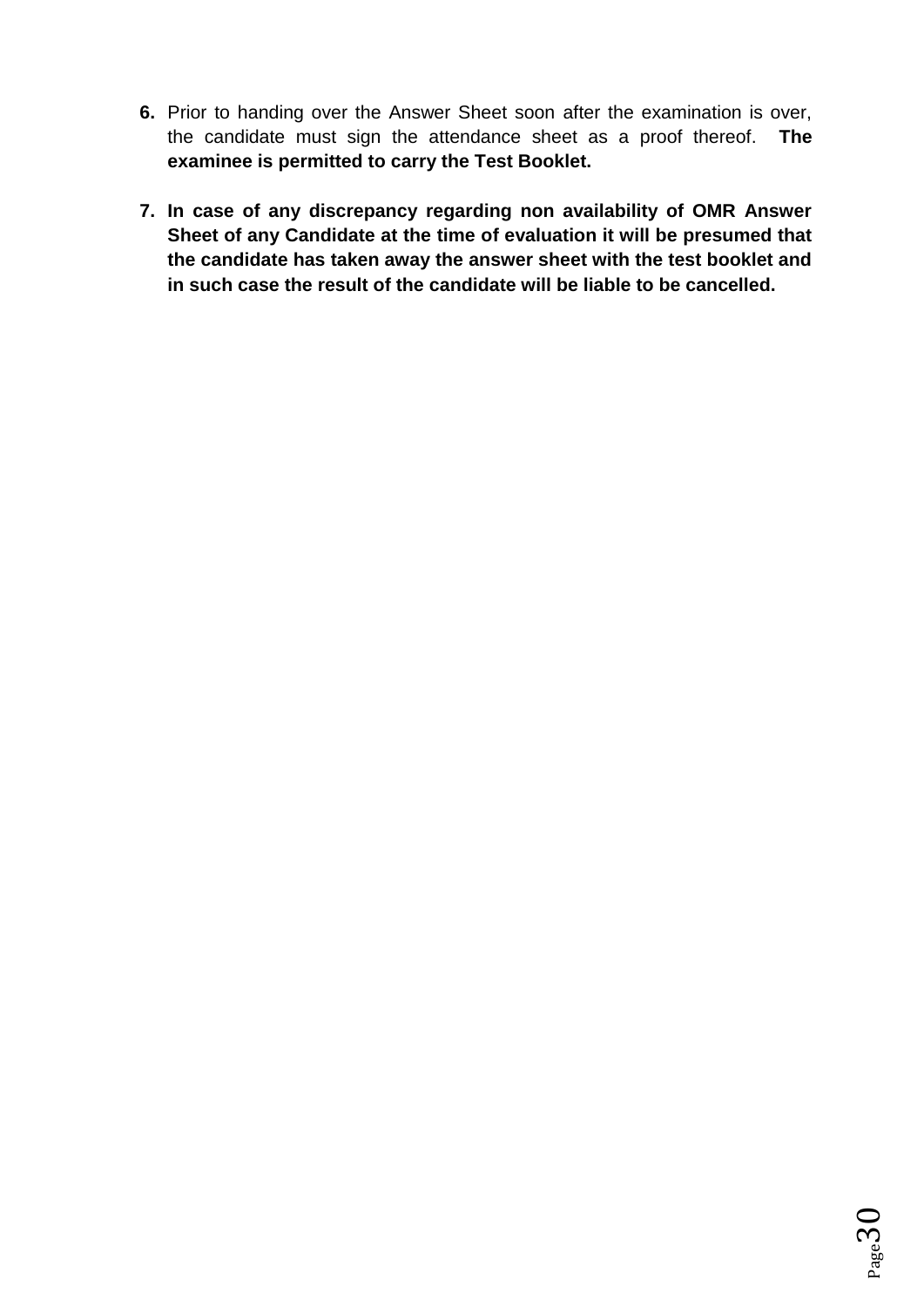6. Prior to handing over the Answer Sheet soon after the examination is over, the candidate must sign the attendance sheet as a proof thereof. **The examinee is permitted to carry the Test Booklet.**

7. **In case of any discrepancy regarding non availability of OMR Answer Sheet of any Candidate at the time of evaluation it will be presumed that the candidate has taken away the answer sheet with the test booklet and in such case the result of the candidate will be liable to be cancelled.**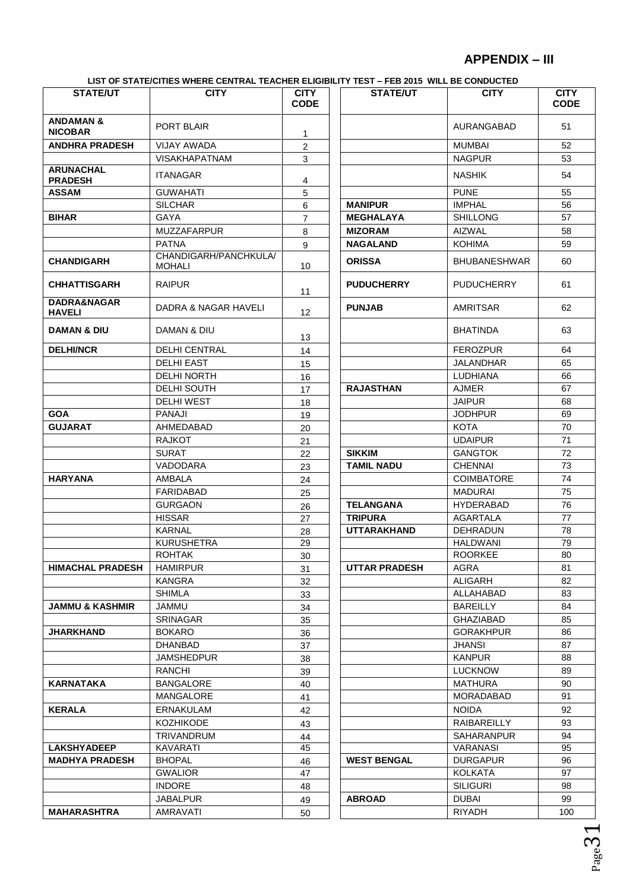## APPENDIX – III

**LIST OF STATE/CITIES WHERE CENTRAL TEACHER ELIGIBILITY TEST – FEB 2015 WILL BE CONDUCTED**

| STATE/UT | CITY | CITY CODE |
|---|---|---|
| **ANDAMAN & NICOBAR** | PORT BLAIR | 1 |
| **ANDHRA PRADESH** | VIJAY AWADA | 2 |
| | VISAKHAPATNAM | 3 |
| **ARUNACHAL PRADESH** | ITANAGAR | 4 |
| **ASSAM** | GUWAHATI | 5 |
| | SILCHAR | 6 |
| **BIHAR** | GAYA | 7 |
| | MUZZAFARPUR | 8 |
| | PATNA | 9 |
| **CHANDIGARH** | CHANDIGARH/PANCHKULA/ MOHALI | 10 |
| **CHHATTISGARH** | RAIPUR | 11 |
| **DADRA&NAGAR HAVELI** | DADRA & NAGAR HAVELI | 12 |
| **DAMAN & DIU** | DAMAN & DIU | 13 |
| **DELHI/NCR** | DELHI CENTRAL | 14 |
| | DELHI EAST | 15 |
| | DELHI NORTH | 16 |
| | DELHI SOUTH | 17 |
| | DELHI WEST | 18 |
| **GOA** | PANAJI | 19 |
| **GUJARAT** | AHMEDABAD | 20 |
| | RAJKOT | 21 |
| | SURAT | 22 |
| | VADODARA | 23 |
| **HARYANA** | AMBALA | 24 |
| | FARIDABAD | 25 |
| | GURGAON | 26 |
| | HISSAR | 27 |
| | KARNAL | 28 |
| | KURUSHETRA | 29 |
| | ROHTAK | 30 |
| **HIMACHAL PRADESH** | HAMIRPUR | 31 |
| | KANGRA | 32 |
| | SHIMLA | 33 |
| **JAMMU & KASHMIR** | JAMMU | 34 |
| | SRINAGAR | 35 |
| **JHARKHAND** | BOKARO | 36 |
| | DHANBAD | 37 |
| | JAMSHEDPUR | 38 |
| | RANCHI | 39 |
| **KARNATAKA** | BANGALORE | 40 |
| | MANGALORE | 41 |
| **KERALA** | ERNAKULAM | 42 |
| | KOZHIKODE | 43 |
| | TRIVANDRUM | 44 |
| **LAKSHYADEEP** | KAVARATI | 45 |
| **MADHYA PRADESH** | BHOPAL | 46 |
| | GWALIOR | 47 |
| | INDORE | 48 |
| | JABALPUR | 49 |
| **MAHARASHTRA** | AMRAVATI | 50 |
| | AURANGABAD | 51 |
| | MUMBAI | 52 |
| | NAGPUR | 53 |
| | NASHIK | 54 |
| | PUNE | 55 |
| **MANIPUR** | IMPHAL | 56 |
| **MEGHALAYA** | SHILLONG | 57 |
| **MIZORAM** | AIZWAL | 58 |
| **NAGALAND** | KOHIMA | 59 |
| **ORISSA** | BHUBANESHWAR | 60 |
| **PUDUCHERRY** | PUDUCHERRY | 61 |
| **PUNJAB** | AMRITSAR | 62 |
| | BHATINDA | 63 |
| | FEROZPUR | 64 |
| | JALANDHAR | 65 |
| | LUDHIANA | 66 |
| **RAJASTHAN** | AJMER | 67 |
| | JAIPUR | 68 |
| | JODHPUR | 69 |
| | KOTA | 70 |
| | UDAIPUR | 71 |
| **SIKKIM** | GANGTOK | 72 |
| **TAMIL NADU** | CHENNAI | 73 |
| | COIMBATORE | 74 |
| | MADURAI | 75 |
| **TELANGANA** | HYDERABAD | 76 |
| **TRIPURA** | AGARTALA | 77 |
| **UTTARAKHAND** | DEHRADUN | 78 |
| | HALDWANI | 79 |
| | ROORKEE | 80 |
| **UTTAR PRADESH** | AGRA | 81 |
| | ALIGARH | 82 |
| | ALLAHABAD | 83 |
| | BAREILLY | 84 |
| | GHAZIABAD | 85 |
| | GORAKHPUR | 86 |
| | JHANSI | 87 |
| | KANPUR | 88 |
| | LUCKNOW | 89 |
| | MATHURA | 90 |
| | MORADABAD | 91 |
| | NOIDA | 92 |
| | RAIBAREILLY | 93 |
| | SAHARANPUR | 94 |
| | VARANASI | 95 |
| **WEST BENGAL** | DURGAPUR | 96 |
| | KOLKATA | 97 |
| | SILIGURI | 98 |
| **ABROAD** | DUBAI | 99 |
| | RIYADH | 100 |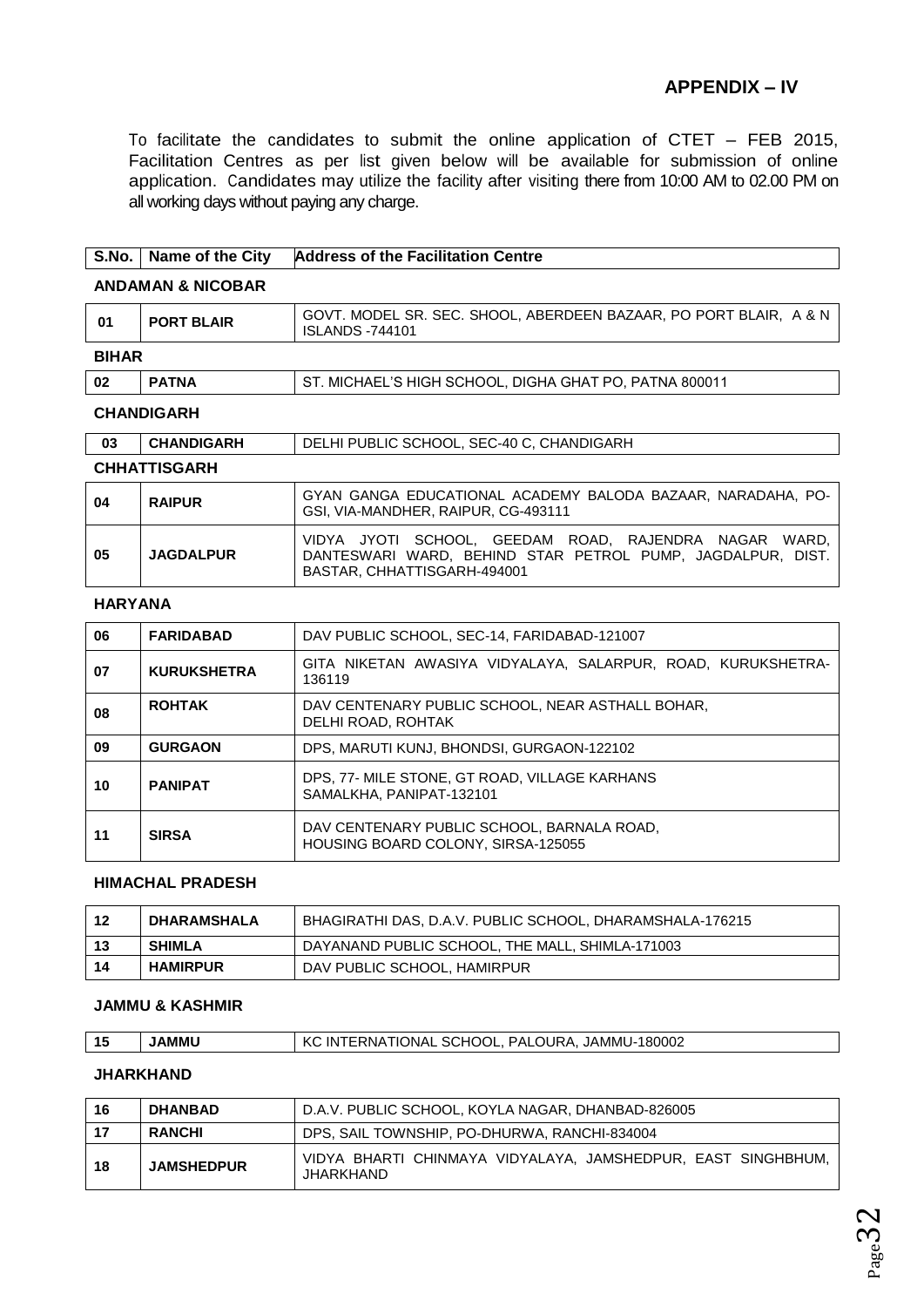## APPENDIX – IV

To facilitate the candidates to submit the online application of CTET – FEB 2015, Facilitation Centres as per list given below will be available for submission of online application. Candidates may utilize the facility after visiting there from 10:00 AM to 02.00 PM on all working days without paying any charge.

| S.No. | Name of the City | Address of the Facilitation Centre |
|---|---|---|
| **ANDAMAN & NICOBAR** | | |
| 01 | PORT BLAIR | GOVT. MODEL SR. SEC. SHOOL, ABERDEEN BAZAAR, PO PORT BLAIR, A & N ISLANDS -744101 |
| **BIHAR** | | |
| 02 | PATNA | ST. MICHAEL'S HIGH SCHOOL, DIGHA GHAT PO, PATNA 800011 |
| **CHANDIGARH** | | |
| 03 | CHANDIGARH | DELHI PUBLIC SCHOOL, SEC-40 C, CHANDIGARH |
| **CHHATTISGARH** | | |
| 04 | RAIPUR | GYAN GANGA EDUCATIONAL ACADEMY BALODA BAZAAR, NARADAHA, PO-GSI, VIA-MANDHER, RAIPUR, CG-493111 |
| 05 | JAGDALPUR | VIDYA JYOTI SCHOOL, GEEDAM ROAD, RAJENDRA NAGAR WARD, DANTESWARI WARD, BEHIND STAR PETROL PUMP, JAGDALPUR, DIST. BASTAR, CHHATTISGARH-494001 |
| **HARYANA** | | |
| 06 | FARIDABAD | DAV PUBLIC SCHOOL, SEC-14, FARIDABAD-121007 |
| 07 | KURUKSHETRA | GITA NIKETAN AWASIYA VIDYALAYA, SALARPUR, ROAD, KURUKSHETRA-136119 |
| 08 | ROHTAK | DAV CENTENARY PUBLIC SCHOOL, NEAR ASTHALL BOHAR, DELHI ROAD, ROHTAK |
| 09 | GURGAON | DPS, MARUTI KUNJ, BHONDSI, GURGAON-122102 |
| 10 | PANIPAT | DPS, 77- MILE STONE, GT ROAD, VILLAGE KARHANS SAMALKHA, PANIPAT-132101 |
| 11 | SIRSA | DAV CENTENARY PUBLIC SCHOOL, BARNALA ROAD, HOUSING BOARD COLONY, SIRSA-125055 |
| **HIMACHAL PRADESH** | | |
| 12 | DHARAMSHALA | BHAGIRATHI DAS, D.A.V. PUBLIC SCHOOL, DHARAMSHALA-176215 |
| 13 | SHIMLA | DAYANAND PUBLIC SCHOOL, THE MALL, SHIMLA-171003 |
| 14 | HAMIRPUR | DAV PUBLIC SCHOOL, HAMIRPUR |
| **JAMMU & KASHMIR** | | |
| 15 | JAMMU | KC INTERNATIONAL SCHOOL, PALOURA, JAMMU-180002 |
| **JHARKHAND** | | |
| 16 | DHANBAD | D.A.V. PUBLIC SCHOOL, KOYLA NAGAR, DHANBAD-826005 |
| 17 | RANCHI | DPS, SAIL TOWNSHIP, PO-DHURWA, RANCHI-834004 |
| 18 | JAMSHEDPUR | VIDYA BHARTI CHINMAYA VIDYALAYA, JAMSHEDPUR, EAST SINGHBHUM, JHARKHAND |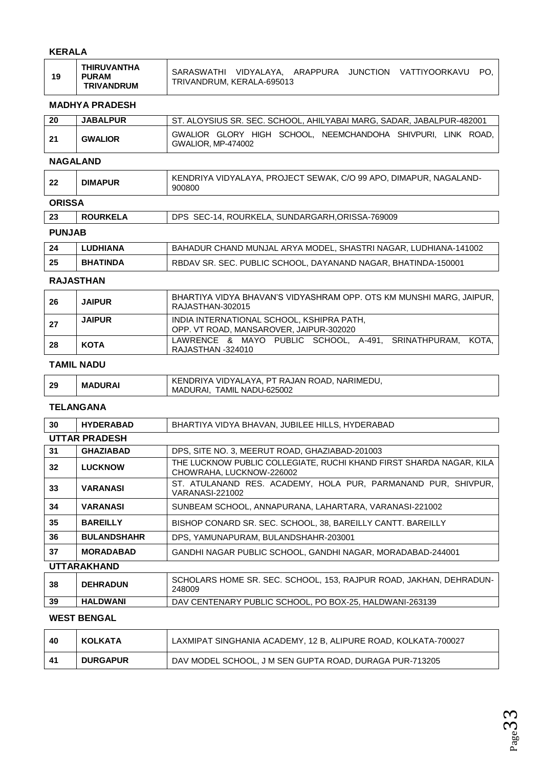**KERALA**

| | | |
|---|---|---|
| 19 | **THIRUVANTHA PURAM TRIVANDRUM** | SARASWATHI VIDYALAYA, ARAPPURA JUNCTION VATTIYOORKAVU PO, TRIVANDRUM, KERALA-695013 |

**MADHYA PRADESH**

| | | |
|---|---|---|
| 20 | **JABALPUR** | ST. ALOYSIUS SR. SEC. SCHOOL, AHILYABAI MARG, SADAR, JABALPUR-482001 |
| 21 | **GWALIOR** | GWALIOR GLORY HIGH SCHOOL, NEEMCHANDOHA SHIVPURI, LINK ROAD, GWALIOR, MP-474002 |

**NAGALAND**

| | | |
|---|---|---|
| 22 | **DIMAPUR** | KENDRIYA VIDYALAYA, PROJECT SEWAK, C/O 99 APO, DIMAPUR, NAGALAND-900800 |

**ORISSA**

| | | |
|---|---|---|
| 23 | **ROURKELA** | DPS SEC-14, ROURKELA, SUNDARGARH,ORISSA-769009 |

**PUNJAB**

| | | |
|---|---|---|
| 24 | **LUDHIANA** | BAHADUR CHAND MUNJAL ARYA MODEL, SHASTRI NAGAR, LUDHIANA-141002 |
| 25 | **BHATINDA** | RBDAV SR. SEC. PUBLIC SCHOOL, DAYANAND NAGAR, BHATINDA-150001 |

**RAJASTHAN**

| | | |
|---|---|---|
| 26 | **JAIPUR** | BHARTIYA VIDYA BHAVAN'S VIDYASHRAM OPP. OTS KM MUNSHI MARG, JAIPUR, RAJASTHAN-302015 |
| 27 | **JAIPUR** | INDIA INTERNATIONAL SCHOOL, KSHIPRA PATH, OPP. VT ROAD, MANSAROVER, JAIPUR-302020 |
| 28 | **KOTA** | LAWRENCE & MAYO PUBLIC SCHOOL, A-491, SRINATHPURAM, KOTA, RAJASTHAN -324010 |

**TAMIL NADU**

| | | |
|---|---|---|
| 29 | **MADURAI** | KENDRIYA VIDYALAYA, PT RAJAN ROAD, NARIMEDU, MADURAI, TAMIL NADU-625002 |

**TELANGANA**

| | | |
|---|---|---|
| 30 | **HYDERABAD** | BHARTIYA VIDYA BHAVAN, JUBILEE HILLS, HYDERABAD |

**UTTAR PRADESH**

| | | |
|---|---|---|
| 31 | **GHAZIABAD** | DPS, SITE NO. 3, MEERUT ROAD, GHAZIABAD-201003 |
| 32 | **LUCKNOW** | THE LUCKNOW PUBLIC COLLEGIATE, RUCHI KHAND FIRST SHARDA NAGAR, KILA CHOWRAHA, LUCKNOW-226002 |
| 33 | **VARANASI** | ST. ATULANAND RES. ACADEMY, HOLA PUR, PARMANAND PUR, SHIVPUR, VARANASI-221002 |
| 34 | **VARANASI** | SUNBEAM SCHOOL, ANNAPURANA, LAHARTARA, VARANASI-221002 |
| 35 | **BAREILLY** | BISHOP CONARD SR. SEC. SCHOOL, 38, BAREILLY CANTT. BAREILLY |
| 36 | **BULANDSHAHR** | DPS, YAMUNAPURAM, BULANDSHAHR-203001 |
| 37 | **MORADABAD** | GANDHI NAGAR PUBLIC SCHOOL, GANDHI NAGAR, MORADABAD-244001 |

**UTTARAKHAND**

| | | |
|---|---|---|
| 38 | **DEHRADUN** | SCHOLARS HOME SR. SEC. SCHOOL, 153, RAJPUR ROAD, JAKHAN, DEHRADUN-248009 |
| 39 | **HALDWANI** | DAV CENTENARY PUBLIC SCHOOL, PO BOX-25, HALDWANI-263139 |

**WEST BENGAL**

| | | |
|---|---|---|
| 40 | **KOLKATA** | LAXMIPAT SINGHANIA ACADEMY, 12 B, ALIPURE ROAD, KOLKATA-700027 |
| 41 | **DURGAPUR** | DAV MODEL SCHOOL, J M SEN GUPTA ROAD, DURAGA PUR-713205 |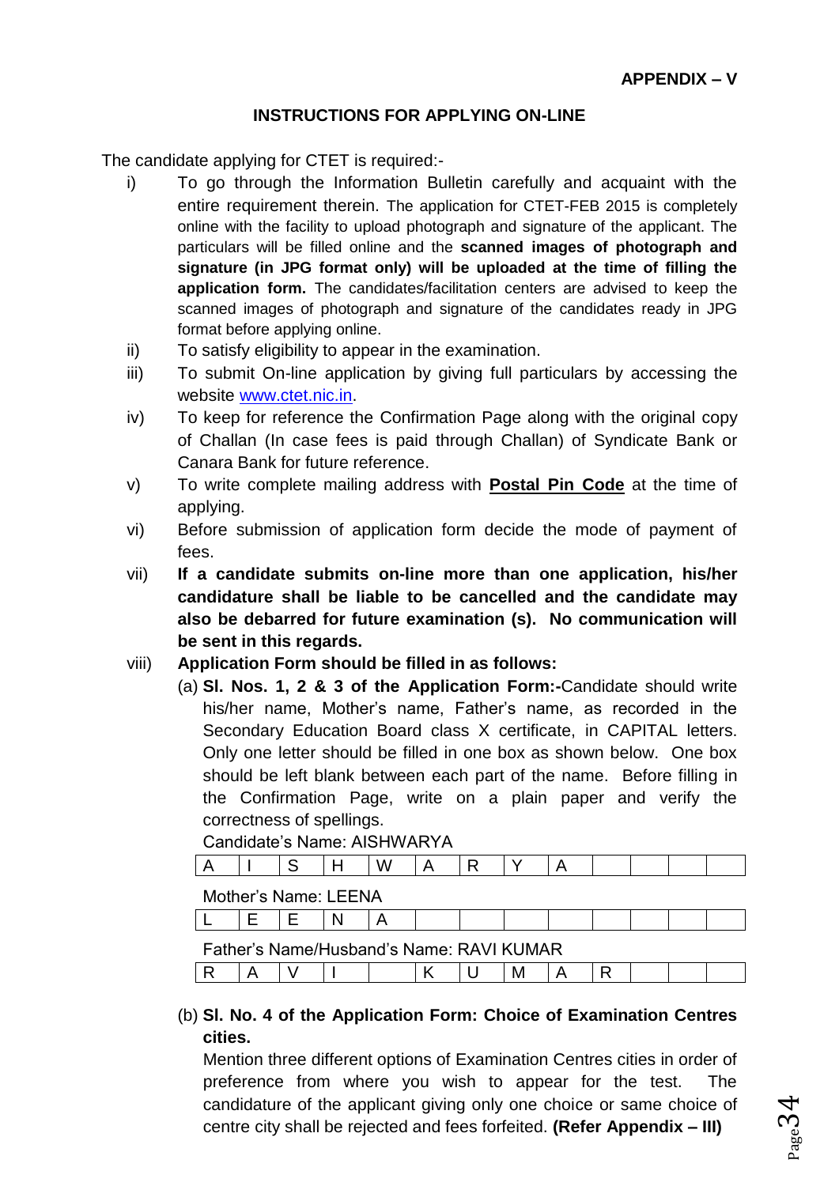**APPENDIX – V**

**INSTRUCTIONS FOR APPLYING ON-LINE**

The candidate applying for CTET is required:-

i) To go through the Information Bulletin carefully and acquaint with the entire requirement therein. The application for CTET-FEB 2015 is completely online with the facility to upload photograph and signature of the applicant. The particulars will be filled online and the **scanned images of photograph and signature (in JPG format only) will be uploaded at the time of filling the application form.** The candidates/facilitation centers are advised to keep the scanned images of photograph and signature of the candidates ready in JPG format before applying online.

ii) To satisfy eligibility to appear in the examination.

iii) To submit On-line application by giving full particulars by accessing the website www.ctet.nic.in.

iv) To keep for reference the Confirmation Page along with the original copy of Challan (In case fees is paid through Challan) of Syndicate Bank or Canara Bank for future reference.

v) To write complete mailing address with **Postal Pin Code** at the time of applying.

vi) Before submission of application form decide the mode of payment of fees.

vii) **If a candidate submits on-line more than one application, his/her candidature shall be liable to be cancelled and the candidate may also be debarred for future examination (s). No communication will be sent in this regards.**

viii) **Application Form should be filled in as follows:**

(a) **Sl. Nos. 1, 2 & 3 of the Application Form:-**Candidate should write his/her name, Mother's name, Father's name, as recorded in the Secondary Education Board class X certificate, in CAPITAL letters. Only one letter should be filled in one box as shown below. One box should be left blank between each part of the name. Before filling in the Confirmation Page, write on a plain paper and verify the correctness of spellings.

Candidate's Name: AISHWARYA

| A | I | S | H | W | A | R | Y | A | | | | |
|---|---|---|---|---|---|---|---|---|---|---|---|---|

Mother's Name: LEENA

| L | E | E | N | A | | | | | | | | |
|---|---|---|---|---|---|---|---|---|---|---|---|---|

Father's Name/Husband's Name: RAVI KUMAR

| R | A | V | I | | K | U | M | A | R | | | |
|---|---|---|---|---|---|---|---|---|---|---|---|---|

(b) **Sl. No. 4 of the Application Form: Choice of Examination Centres cities.**

Mention three different options of Examination Centres cities in order of preference from where you wish to appear for the test. The candidature of the applicant giving only one choice or same choice of centre city shall be rejected and fees forfeited. **(Refer Appendix – III)**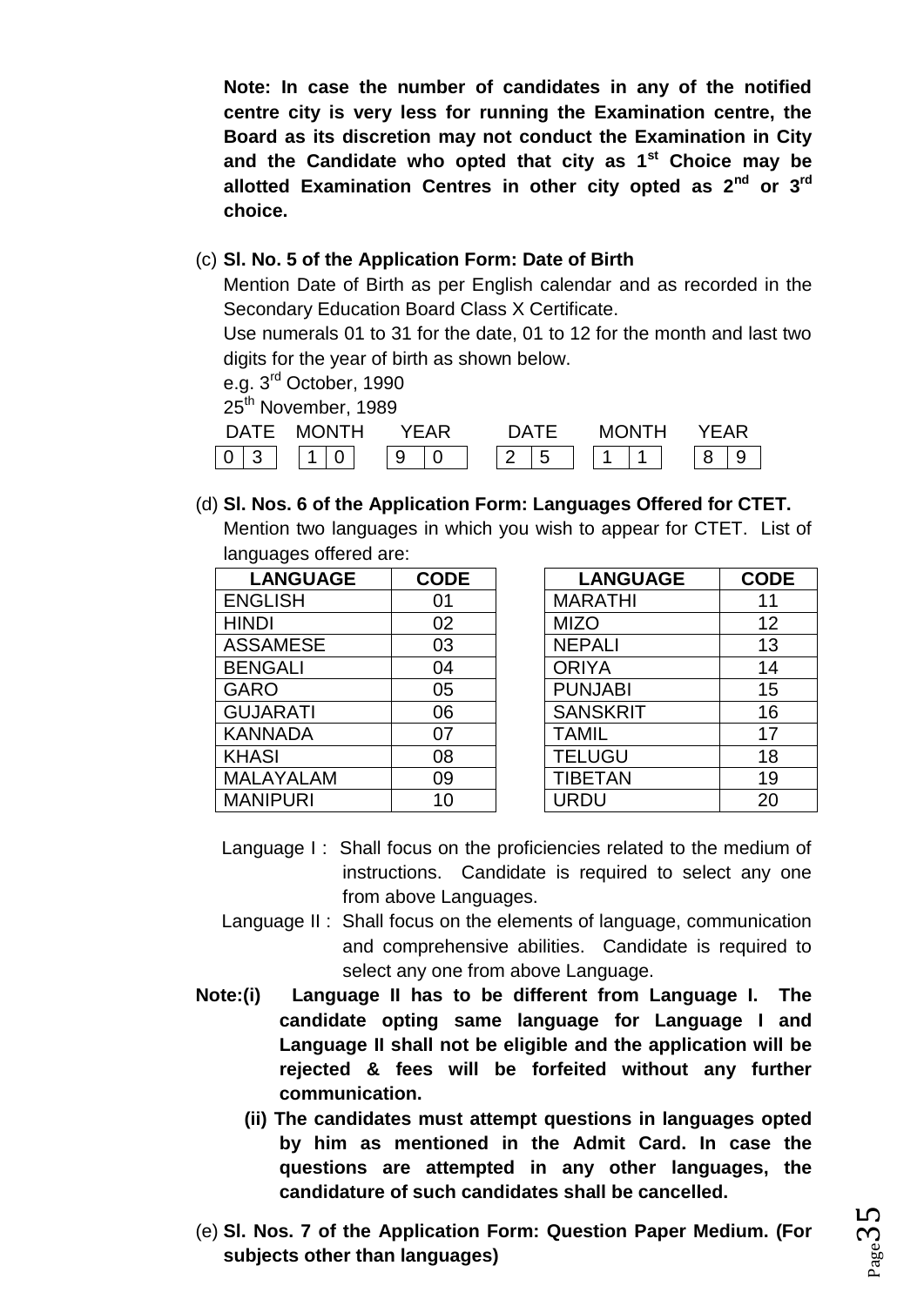**Note: In case the number of candidates in any of the notified centre city is very less for running the Examination centre, the Board as its discretion may not conduct the Examination in City and the Candidate who opted that city as 1st Choice may be allotted Examination Centres in other city opted as 2nd or 3rd choice.**

(c) **Sl. No. 5 of the Application Form: Date of Birth**

Mention Date of Birth as per English calendar and as recorded in the Secondary Education Board Class X Certificate.

Use numerals 01 to 31 for the date, 01 to 12 for the month and last two digits for the year of birth as shown below.

e.g. 3rd October, 1990

25th November, 1989

| DATE | MONTH | YEAR | DATE | MONTH | YEAR |
|---|---|---|---|---|---|
| 0 3 | 1 0 | 9 0 | 2 5 | 1 1 | 8 9 |

(d) **Sl. Nos. 6 of the Application Form: Languages Offered for CTET.**

Mention two languages in which you wish to appear for CTET. List of languages offered are:

| LANGUAGE | CODE | LANGUAGE | CODE |
|---|---|---|---|
| ENGLISH | 01 | MARATHI | 11 |
| HINDI | 02 | MIZO | 12 |
| ASSAMESE | 03 | NEPALI | 13 |
| BENGALI | 04 | ORIYA | 14 |
| GARO | 05 | PUNJABI | 15 |
| GUJARATI | 06 | SANSKRIT | 16 |
| KANNADA | 07 | TAMIL | 17 |
| KHASI | 08 | TELUGU | 18 |
| MALAYALAM | 09 | TIBETAN | 19 |
| MANIPURI | 10 | URDU | 20 |

Language I : Shall focus on the proficiencies related to the medium of instructions. Candidate is required to select any one from above Languages.

Language II : Shall focus on the elements of language, communication and comprehensive abilities. Candidate is required to select any one from above Language.

**Note:(i) Language II has to be different from Language I. The candidate opting same language for Language I and Language II shall not be eligible and the application will be rejected & fees will be forfeited without any further communication.**

**(ii) The candidates must attempt questions in languages opted by him as mentioned in the Admit Card. In case the questions are attempted in any other languages, the candidature of such candidates shall be cancelled.**

(e) **Sl. Nos. 7 of the Application Form: Question Paper Medium. (For subjects other than languages)**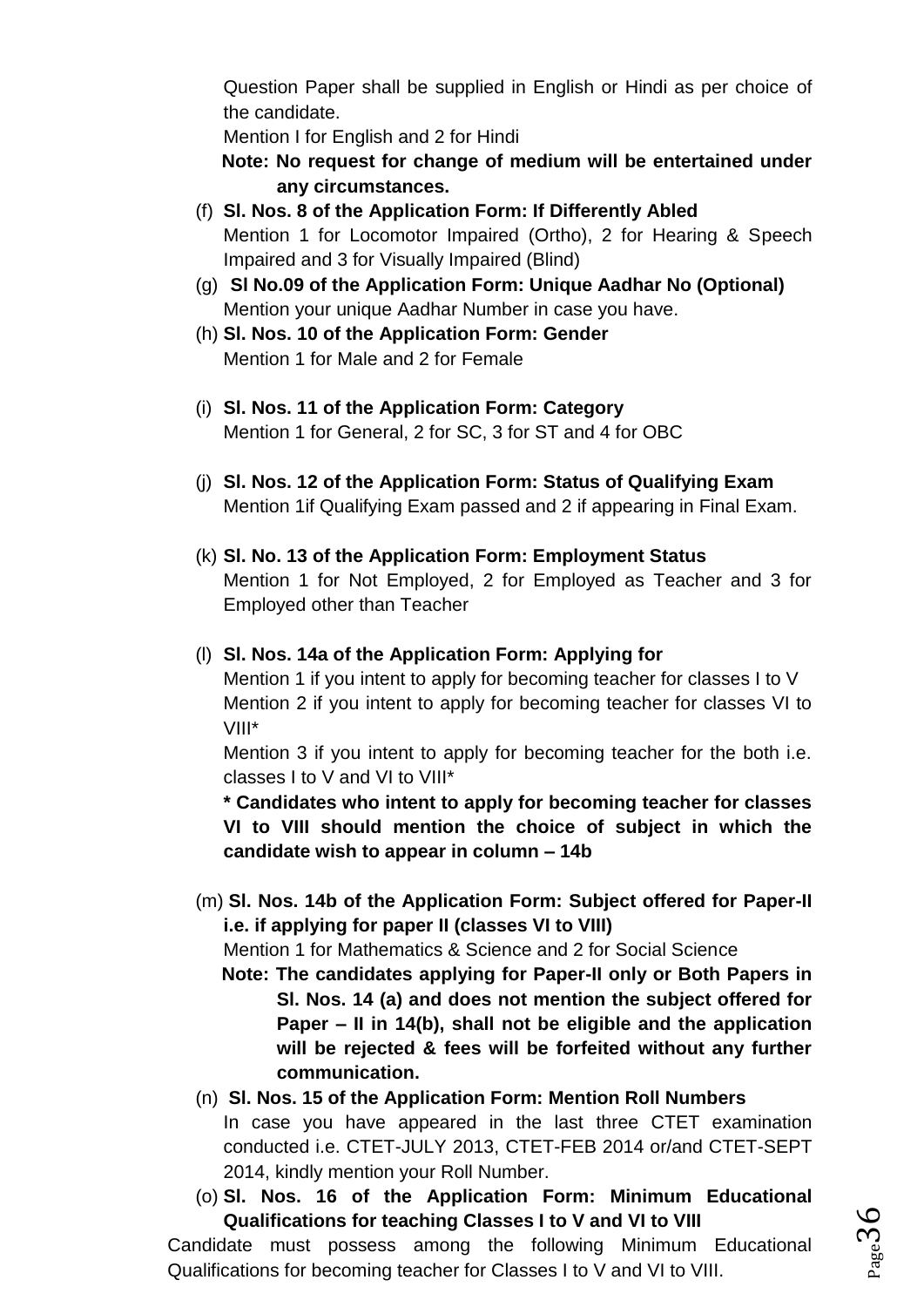Question Paper shall be supplied in English or Hindi as per choice of the candidate.

Mention I for English and 2 for Hindi

**Note: No request for change of medium will be entertained under any circumstances.**

(f) **Sl. Nos. 8 of the Application Form: If Differently Abled**
Mention 1 for Locomotor Impaired (Ortho), 2 for Hearing & Speech Impaired and 3 for Visually Impaired (Blind)

(g) **Sl No.09 of the Application Form: Unique Aadhar No (Optional)**
Mention your unique Aadhar Number in case you have.

(h) **Sl. Nos. 10 of the Application Form: Gender**
Mention 1 for Male and 2 for Female

(i) **Sl. Nos. 11 of the Application Form: Category**
Mention 1 for General, 2 for SC, 3 for ST and 4 for OBC

(j) **Sl. Nos. 12 of the Application Form: Status of Qualifying Exam**
Mention 1if Qualifying Exam passed and 2 if appearing in Final Exam.

(k) **Sl. No. 13 of the Application Form: Employment Status**
Mention 1 for Not Employed, 2 for Employed as Teacher and 3 for Employed other than Teacher

(l) **Sl. Nos. 14a of the Application Form: Applying for**
Mention 1 if you intent to apply for becoming teacher for classes I to V
Mention 2 if you intent to apply for becoming teacher for classes VI to VIII*
Mention 3 if you intent to apply for becoming teacher for the both i.e. classes I to V and VI to VIII*

**\* Candidates who intent to apply for becoming teacher for classes VI to VIII should mention the choice of subject in which the candidate wish to appear in column – 14b**

(m) **Sl. Nos. 14b of the Application Form: Subject offered for Paper-II i.e. if applying for paper II (classes VI to VIII)**
Mention 1 for Mathematics & Science and 2 for Social Science

**Note: The candidates applying for Paper-II only or Both Papers in Sl. Nos. 14 (a) and does not mention the subject offered for Paper – II in 14(b), shall not be eligible and the application will be rejected & fees will be forfeited without any further communication.**

(n) **Sl. Nos. 15 of the Application Form: Mention Roll Numbers**
In case you have appeared in the last three CTET examination conducted i.e. CTET-JULY 2013, CTET-FEB 2014 or/and CTET-SEPT 2014, kindly mention your Roll Number.

(o) **Sl. Nos. 16 of the Application Form: Minimum Educational Qualifications for teaching Classes I to V and VI to VIII**

Candidate must possess among the following Minimum Educational Qualifications for becoming teacher for Classes I to V and VI to VIII.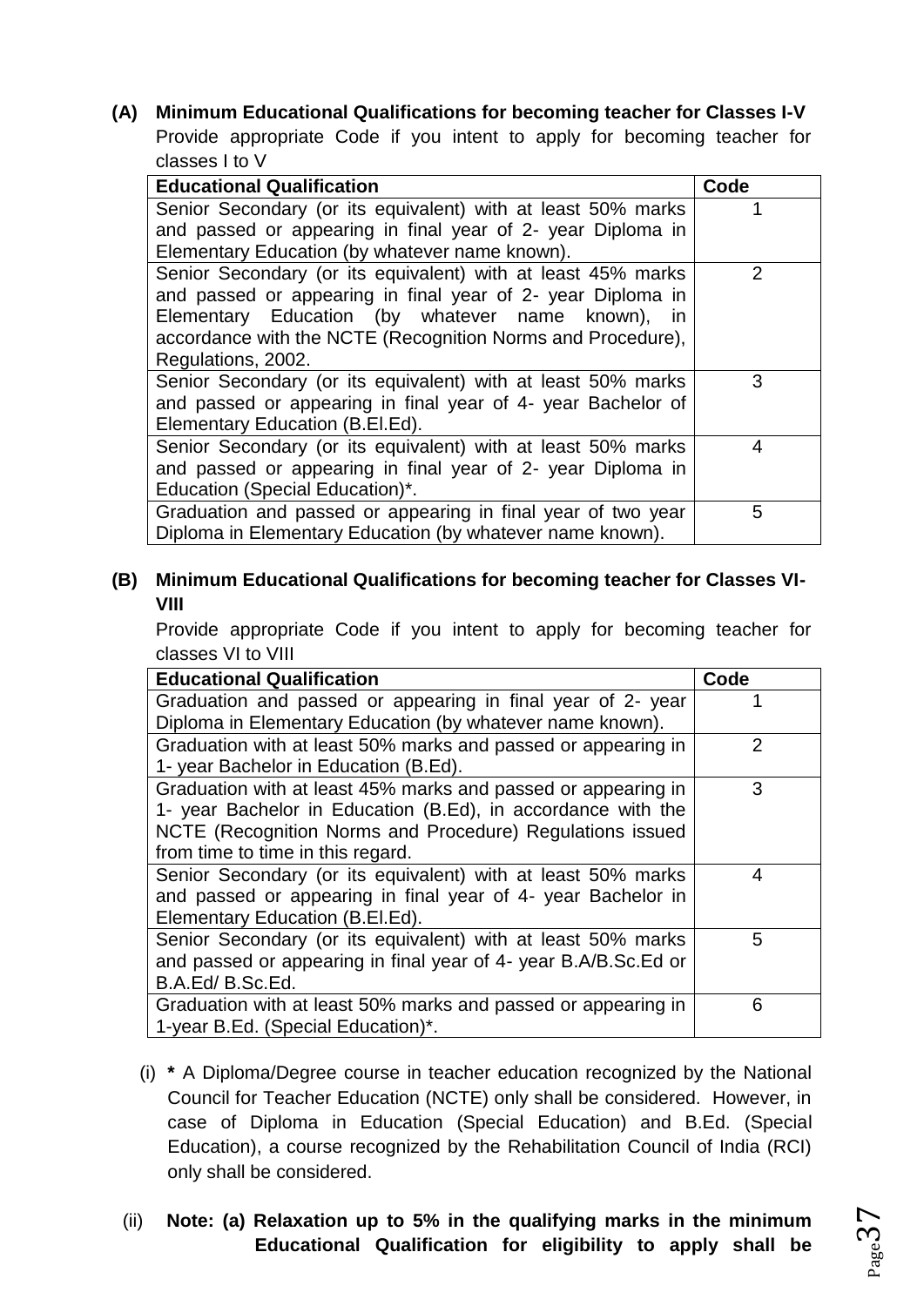**(A) Minimum Educational Qualifications for becoming teacher for Classes I-V**

Provide appropriate Code if you intent to apply for becoming teacher for classes I to V

| Educational Qualification | Code |
|---|---|
| Senior Secondary (or its equivalent) with at least 50% marks and passed or appearing in final year of 2- year Diploma in Elementary Education (by whatever name known). | 1 |
| Senior Secondary (or its equivalent) with at least 45% marks and passed or appearing in final year of 2- year Diploma in Elementary Education (by whatever name known), in accordance with the NCTE (Recognition Norms and Procedure), Regulations, 2002. | 2 |
| Senior Secondary (or its equivalent) with at least 50% marks and passed or appearing in final year of 4- year Bachelor of Elementary Education (B.El.Ed). | 3 |
| Senior Secondary (or its equivalent) with at least 50% marks and passed or appearing in final year of 2- year Diploma in Education (Special Education)*. | 4 |
| Graduation and passed or appearing in final year of two year Diploma in Elementary Education (by whatever name known). | 5 |

**(B) Minimum Educational Qualifications for becoming teacher for Classes VI-VIII**

Provide appropriate Code if you intent to apply for becoming teacher for classes VI to VIII

| Educational Qualification | Code |
|---|---|
| Graduation and passed or appearing in final year of 2- year Diploma in Elementary Education (by whatever name known). | 1 |
| Graduation with at least 50% marks and passed or appearing in 1- year Bachelor in Education (B.Ed). | 2 |
| Graduation with at least 45% marks and passed or appearing in 1- year Bachelor in Education (B.Ed), in accordance with the NCTE (Recognition Norms and Procedure) Regulations issued from time to time in this regard. | 3 |
| Senior Secondary (or its equivalent) with at least 50% marks and passed or appearing in final year of 4- year Bachelor in Elementary Education (B.El.Ed). | 4 |
| Senior Secondary (or its equivalent) with at least 50% marks and passed or appearing in final year of 4- year B.A/B.Sc.Ed or B.A.Ed/ B.Sc.Ed. | 5 |
| Graduation with at least 50% marks and passed or appearing in 1-year B.Ed. (Special Education)*. | 6 |

(i) **\*** A Diploma/Degree course in teacher education recognized by the National Council for Teacher Education (NCTE) only shall be considered. However, in case of Diploma in Education (Special Education) and B.Ed. (Special Education), a course recognized by the Rehabilitation Council of India (RCI) only shall be considered.

(ii) **Note: (a) Relaxation up to 5% in the qualifying marks in the minimum Educational Qualification for eligibility to apply shall be**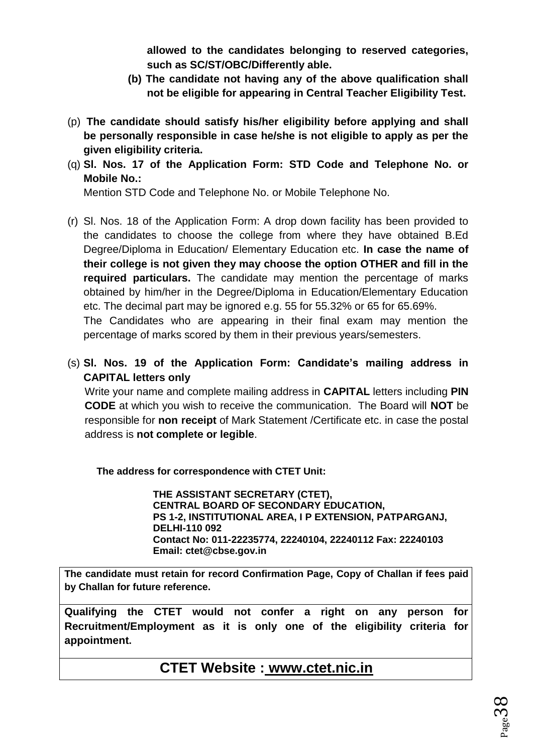**allowed to the candidates belonging to reserved categories, such as SC/ST/OBC/Differently able.**

**(b) The candidate not having any of the above qualification shall not be eligible for appearing in Central Teacher Eligibility Test.**

(p) **The candidate should satisfy his/her eligibility before applying and shall be personally responsible in case he/she is not eligible to apply as per the given eligibility criteria.**

(q) **Sl. Nos. 17 of the Application Form: STD Code and Telephone No. or Mobile No.:**

Mention STD Code and Telephone No. or Mobile Telephone No.

(r) Sl. Nos. 18 of the Application Form: A drop down facility has been provided to the candidates to choose the college from where they have obtained B.Ed Degree/Diploma in Education/ Elementary Education etc. **In case the name of their college is not given they may choose the option OTHER and fill in the required particulars.** The candidate may mention the percentage of marks obtained by him/her in the Degree/Diploma in Education/Elementary Education etc. The decimal part may be ignored e.g. 55 for 55.32% or 65 for 65.69%.

The Candidates who are appearing in their final exam may mention the percentage of marks scored by them in their previous years/semesters.

(s) **Sl. Nos. 19 of the Application Form: Candidate's mailing address in CAPITAL letters only**

Write your name and complete mailing address in **CAPITAL** letters including **PIN CODE** at which you wish to receive the communication. The Board will **NOT** be responsible for **non receipt** of Mark Statement /Certificate etc. in case the postal address is **not complete or legible**.

**The address for correspondence with CTET Unit:**

**THE ASSISTANT SECRETARY (CTET),**
**CENTRAL BOARD OF SECONDARY EDUCATION,**
**PS 1-2, INSTITUTIONAL AREA, I P EXTENSION, PATPARGANJ,**
**DELHI-110 092**
**Contact No: 011-22235774, 22240104, 22240112 Fax: 22240103**
**Email: ctet@cbse.gov.in**

**The candidate must retain for record Confirmation Page, Copy of Challan if fees paid by Challan for future reference.**

**Qualifying the CTET would not confer a right on any person for Recruitment/Employment as it is only one of the eligibility criteria for appointment.**

## CTET Website : www.ctet.nic.in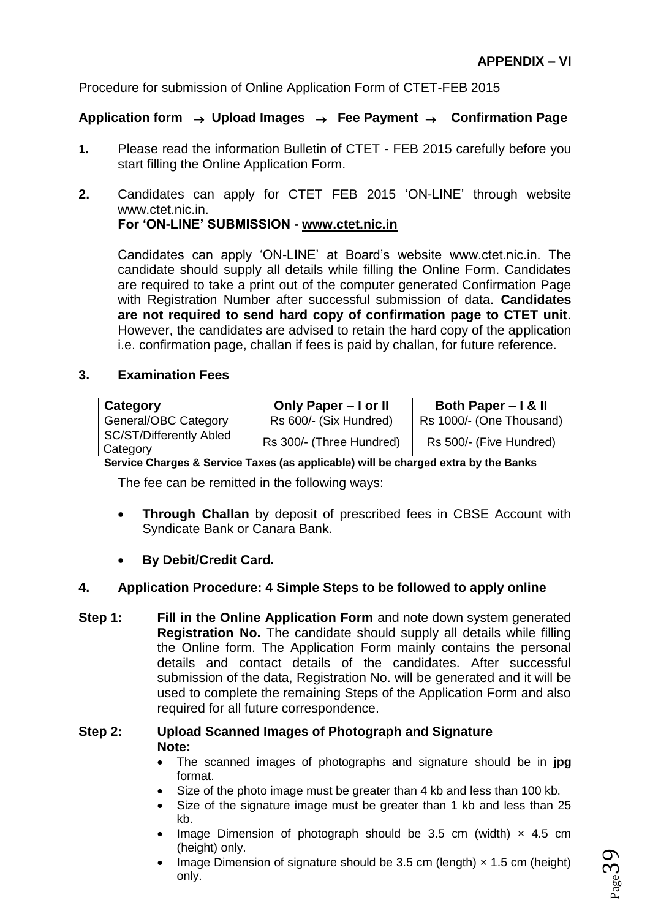**APPENDIX – VI**

Procedure for submission of Online Application Form of CTET-FEB 2015

**Application form → Upload Images → Fee Payment → Confirmation Page**

1. Please read the information Bulletin of CTET - FEB 2015 carefully before you start filling the Online Application Form.

2. Candidates can apply for CTET FEB 2015 'ON-LINE' through website www.ctet.nic.in.
   **For 'ON-LINE' SUBMISSION - www.ctet.nic.in**

   Candidates can apply 'ON-LINE' at Board's website www.ctet.nic.in. The candidate should supply all details while filling the Online Form. Candidates are required to take a print out of the computer generated Confirmation Page with Registration Number after successful submission of data. **Candidates are not required to send hard copy of confirmation page to CTET unit**. However, the candidates are advised to retain the hard copy of the application i.e. confirmation page, challan if fees is paid by challan, for future reference.

3. **Examination Fees**

| Category | Only Paper – I or II | Both Paper – I & II |
|---|---|---|
| General/OBC Category | Rs 600/- (Six Hundred) | Rs 1000/- (One Thousand) |
| SC/ST/Differently Abled Category | Rs 300/- (Three Hundred) | Rs 500/- (Five Hundred) |

**Service Charges & Service Taxes (as applicable) will be charged extra by the Banks**

The fee can be remitted in the following ways:

- **Through Challan** by deposit of prescribed fees in CBSE Account with Syndicate Bank or Canara Bank.
- **By Debit/Credit Card.**

4. **Application Procedure: 4 Simple Steps to be followed to apply online**

**Step 1:** **Fill in the Online Application Form** and note down system generated **Registration No.** The candidate should supply all details while filling the Online form. The Application Form mainly contains the personal details and contact details of the candidates. After successful submission of the data, Registration No. will be generated and it will be used to complete the remaining Steps of the Application Form and also required for all future correspondence.

**Step 2:** **Upload Scanned Images of Photograph and Signature**
**Note:**

- The scanned images of photographs and signature should be in **jpg** format.
- Size of the photo image must be greater than 4 kb and less than 100 kb.
- Size of the signature image must be greater than 1 kb and less than 25 kb.
- Image Dimension of photograph should be 3.5 cm (width) × 4.5 cm (height) only.
- Image Dimension of signature should be 3.5 cm (length) × 1.5 cm (height) only.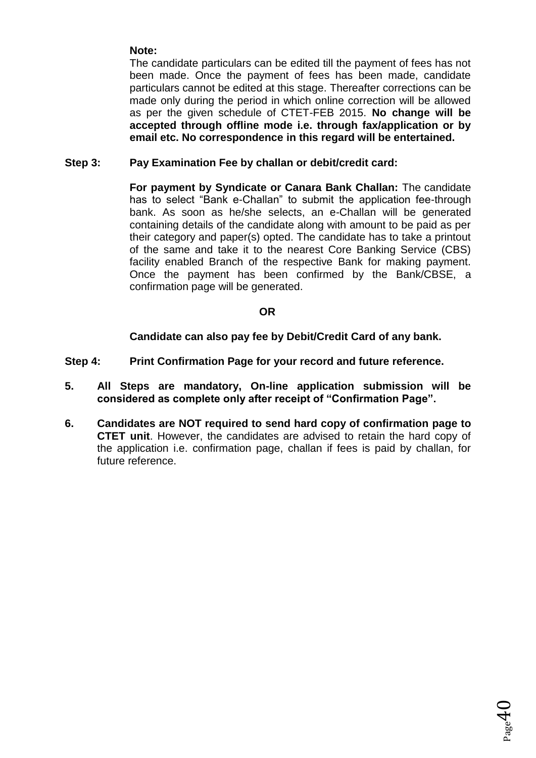**Note:**

The candidate particulars can be edited till the payment of fees has not been made. Once the payment of fees has been made, candidate particulars cannot be edited at this stage. Thereafter corrections can be made only during the period in which online correction will be allowed as per the given schedule of CTET-FEB 2015. **No change will be accepted through offline mode i.e. through fax/application or by email etc. No correspondence in this regard will be entertained.**

**Step 3: Pay Examination Fee by challan or debit/credit card:**

**For payment by Syndicate or Canara Bank Challan:** The candidate has to select "Bank e-Challan" to submit the application fee-through bank. As soon as he/she selects, an e-Challan will be generated containing details of the candidate along with amount to be paid as per their category and paper(s) opted. The candidate has to take a printout of the same and take it to the nearest Core Banking Service (CBS) facility enabled Branch of the respective Bank for making payment. Once the payment has been confirmed by the Bank/CBSE, a confirmation page will be generated.

**OR**

**Candidate can also pay fee by Debit/Credit Card of any bank.**

**Step 4: Print Confirmation Page for your record and future reference.**

5. **All Steps are mandatory, On-line application submission will be considered as complete only after receipt of "Confirmation Page".**

6. **Candidates are NOT required to send hard copy of confirmation page to CTET unit**. However, the candidates are advised to retain the hard copy of the application i.e. confirmation page, challan if fees is paid by challan, for future reference.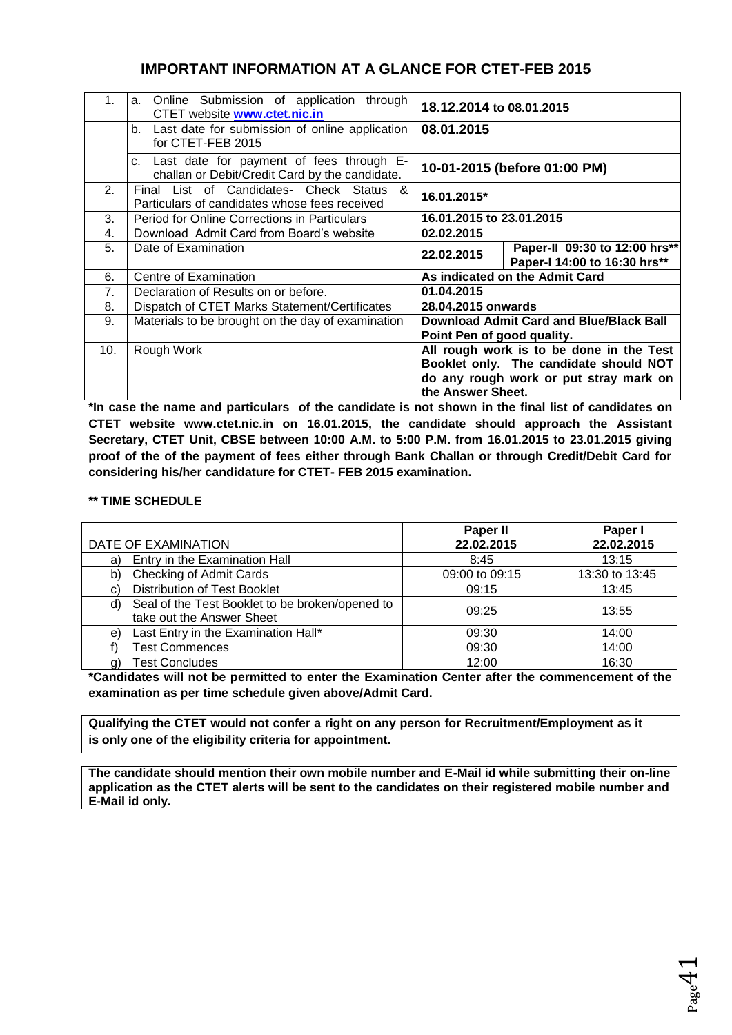## IMPORTANT INFORMATION AT A GLANCE FOR CTET-FEB 2015

| | | | |
|---|---|---|---|
| 1. | a. Online Submission of application through CTET website **www.ctet.nic.in** | **18.12.2014 to 08.01.2015** | |
| | b. Last date for submission of online application for CTET-FEB 2015 | **08.01.2015** | |
| | c. Last date for payment of fees through E-challan or Debit/Credit Card by the candidate. | **10-01-2015 (before 01:00 PM)** | |
| 2. | Final List of Candidates- Check Status & Particulars of candidates whose fees received | **16.01.2015*** | |
| 3. | Period for Online Corrections in Particulars | **16.01.2015 to 23.01.2015** | |
| 4. | Download Admit Card from Board's website | **02.02.2015** | |
| 5. | Date of Examination | **22.02.2015** | **Paper-II 09:30 to 12:00 hrs\*\*** **Paper-I 14:00 to 16:30 hrs\*\*** |
| 6. | Centre of Examination | **As indicated on the Admit Card** | |
| 7. | Declaration of Results on or before. | **01.04.2015** | |
| 8. | Dispatch of CTET Marks Statement/Certificates | **28.04.2015 onwards** | |
| 9. | Materials to be brought on the day of examination | **Download Admit Card and Blue/Black Ball Point Pen of good quality.** | |
| 10. | Rough Work | **All rough work is to be done in the Test Booklet only. The candidate should NOT do any rough work or put stray mark on the Answer Sheet.** | |

**\*In case the name and particulars of the candidate is not shown in the final list of candidates on CTET website www.ctet.nic.in on 16.01.2015, the candidate should approach the Assistant Secretary, CTET Unit, CBSE between 10:00 A.M. to 5:00 P.M. from 16.01.2015 to 23.01.2015 giving proof of the of the payment of fees either through Bank Challan or through Credit/Debit Card for considering his/her candidature for CTET- FEB 2015 examination.**

**\*\* TIME SCHEDULE**

| | **Paper II** | **Paper I** |
|---|---|---|
| DATE OF EXAMINATION | **22.02.2015** | **22.02.2015** |
| a) Entry in the Examination Hall | 8:45 | 13:15 |
| b) Checking of Admit Cards | 09:00 to 09:15 | 13:30 to 13:45 |
| c) Distribution of Test Booklet | 09:15 | 13:45 |
| d) Seal of the Test Booklet to be broken/opened to take out the Answer Sheet | 09:25 | 13:55 |
| e) Last Entry in the Examination Hall* | 09:30 | 14:00 |
| f) Test Commences | 09:30 | 14:00 |
| g) Test Concludes | 12:00 | 16:30 |

**\*Candidates will not be permitted to enter the Examination Center after the commencement of the examination as per time schedule given above/Admit Card.**

**Qualifying the CTET would not confer a right on any person for Recruitment/Employment as it is only one of the eligibility criteria for appointment.**

**The candidate should mention their own mobile number and E-Mail id while submitting their on-line application as the CTET alerts will be sent to the candidates on their registered mobile number and E-Mail id only.**